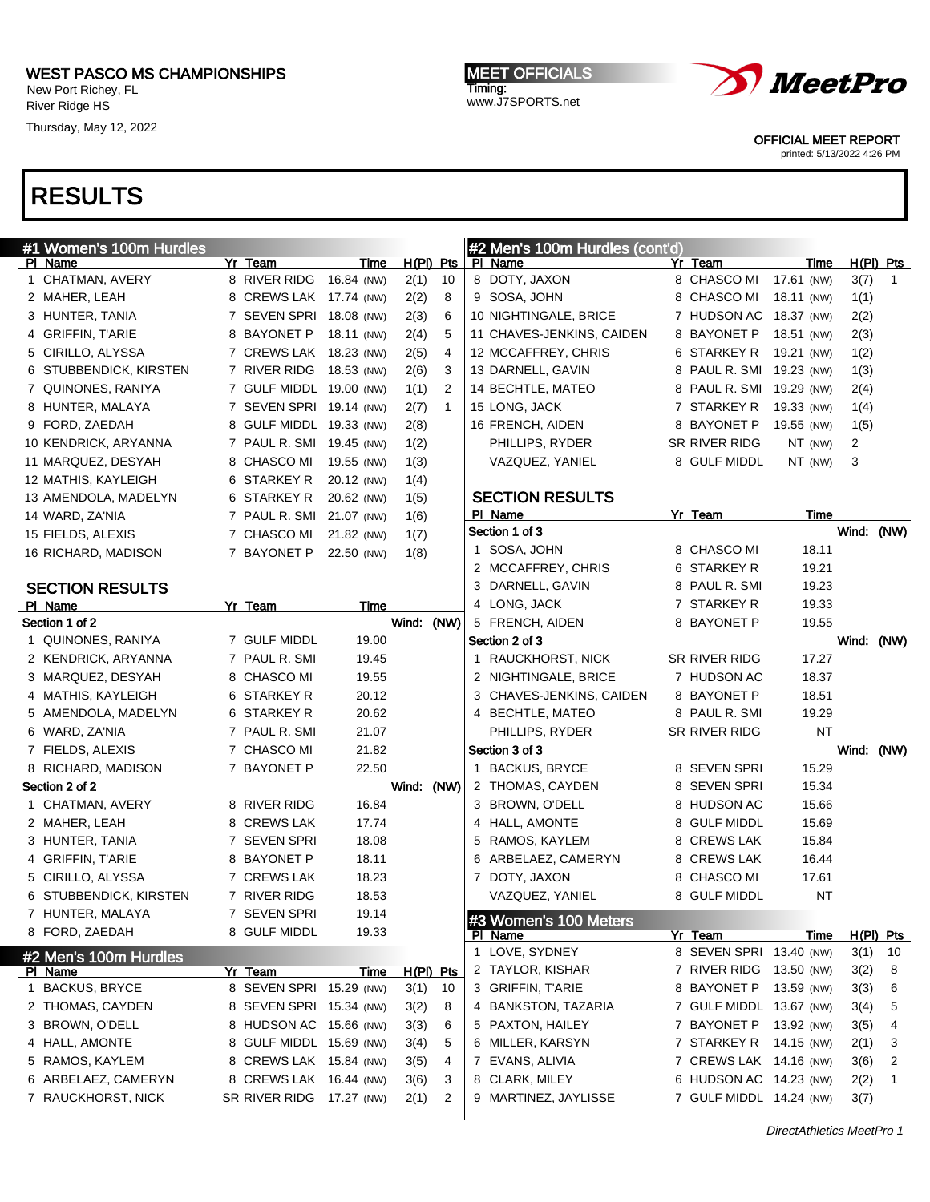WEST PASCO MS CHAMPIONSHIPS
New Port Richey, FL
River Ridge HS
Thursday, May 12, 2022

MEET OFFICIALS
Timing:
www.J7SPORTS.net

OFFICIAL MEET REPORT
printed: 5/13/2022 4:26 PM

# RESULTS

## #1 Women's 100m Hurdles

| Pl | Name | Yr | Team | Time | | H(Pl) | Pts |
|---|---|---|---|---|---|---|---|
| 1 | CHATMAN, AVERY | 8 | RIVER RIDG | 16.84 | (NW) | 2(1) | 10 |
| 2 | MAHER, LEAH | 8 | CREWS LAK | 17.74 | (NW) | 2(2) | 8 |
| 3 | HUNTER, TANIA | 7 | SEVEN SPRI | 18.08 | (NW) | 2(3) | 6 |
| 4 | GRIFFIN, T'ARIE | 8 | BAYONET P | 18.11 | (NW) | 2(4) | 5 |
| 5 | CIRILLO, ALYSSA | 7 | CREWS LAK | 18.23 | (NW) | 2(5) | 4 |
| 6 | STUBBENDICK, KIRSTEN | 7 | RIVER RIDG | 18.53 | (NW) | 2(6) | 3 |
| 7 | QUINONES, RANIYA | 7 | GULF MIDDL | 19.00 | (NW) | 1(1) | 2 |
| 8 | HUNTER, MALAYA | 7 | SEVEN SPRI | 19.14 | (NW) | 2(7) | 1 |
| 9 | FORD, ZAEDAH | 8 | GULF MIDDL | 19.33 | (NW) | 2(8) | |
| 10 | KENDRICK, ARYANNA | 7 | PAUL R. SMI | 19.45 | (NW) | 1(2) | |
| 11 | MARQUEZ, DESYAH | 8 | CHASCO MI | 19.55 | (NW) | 1(3) | |
| 12 | MATHIS, KAYLEIGH | 6 | STARKEY R | 20.12 | (NW) | 1(4) | |
| 13 | AMENDOLA, MADELYN | 6 | STARKEY R | 20.62 | (NW) | 1(5) | |
| 14 | WARD, ZA'NIA | 7 | PAUL R. SMI | 21.07 | (NW) | 1(6) | |
| 15 | FIELDS, ALEXIS | 7 | CHASCO MI | 21.82 | (NW) | 1(7) | |
| 16 | RICHARD, MADISON | 7 | BAYONET P | 22.50 | (NW) | 1(8) | |

### SECTION RESULTS

| Pl | Name | Yr | Team | Time |
|---|---|---|---|---|
| **Section 1 of 2** | | | | **Wind: (NW)** |
| 1 | QUINONES, RANIYA | 7 | GULF MIDDL | 19.00 |
| 2 | KENDRICK, ARYANNA | 7 | PAUL R. SMI | 19.45 |
| 3 | MARQUEZ, DESYAH | 8 | CHASCO MI | 19.55 |
| 4 | MATHIS, KAYLEIGH | 6 | STARKEY R | 20.12 |
| 5 | AMENDOLA, MADELYN | 6 | STARKEY R | 20.62 |
| 6 | WARD, ZA'NIA | 7 | PAUL R. SMI | 21.07 |
| 7 | FIELDS, ALEXIS | 7 | CHASCO MI | 21.82 |
| 8 | RICHARD, MADISON | 7 | BAYONET P | 22.50 |
| **Section 2 of 2** | | | | **Wind: (NW)** |
| 1 | CHATMAN, AVERY | 8 | RIVER RIDG | 16.84 |
| 2 | MAHER, LEAH | 8 | CREWS LAK | 17.74 |
| 3 | HUNTER, TANIA | 7 | SEVEN SPRI | 18.08 |
| 4 | GRIFFIN, T'ARIE | 8 | BAYONET P | 18.11 |
| 5 | CIRILLO, ALYSSA | 7 | CREWS LAK | 18.23 |
| 6 | STUBBENDICK, KIRSTEN | 7 | RIVER RIDG | 18.53 |
| 7 | HUNTER, MALAYA | 7 | SEVEN SPRI | 19.14 |
| 8 | FORD, ZAEDAH | 8 | GULF MIDDL | 19.33 |

## #2 Men's 100m Hurdles

| Pl | Name | Yr | Team | Time | | H(Pl) | Pts |
|---|---|---|---|---|---|---|---|
| 1 | BACKUS, BRYCE | 8 | SEVEN SPRI | 15.29 | (NW) | 3(1) | 10 |
| 2 | THOMAS, CAYDEN | 8 | SEVEN SPRI | 15.34 | (NW) | 3(2) | 8 |
| 3 | BROWN, O'DELL | 8 | HUDSON AC | 15.66 | (NW) | 3(3) | 6 |
| 4 | HALL, AMONTE | 8 | GULF MIDDL | 15.69 | (NW) | 3(4) | 5 |
| 5 | RAMOS, KAYLEM | 8 | CREWS LAK | 15.84 | (NW) | 3(5) | 4 |
| 6 | ARBELAEZ, CAMERYN | 8 | CREWS LAK | 16.44 | (NW) | 3(6) | 3 |
| 7 | RAUCKHORST, NICK | SR | RIVER RIDG | 17.27 | (NW) | 2(1) | 2 |
| 8 | DOTY, JAXON | 8 | CHASCO MI | 17.61 | (NW) | 3(7) | 1 |
| 9 | SOSA, JOHN | 8 | CHASCO MI | 18.11 | (NW) | 1(1) | |
| 10 | NIGHTINGALE, BRICE | 7 | HUDSON AC | 18.37 | (NW) | 2(2) | |
| 11 | CHAVES-JENKINS, CAIDEN | 8 | BAYONET P | 18.51 | (NW) | 2(3) | |
| 12 | MCCAFFREY, CHRIS | 6 | STARKEY R | 19.21 | (NW) | 1(2) | |
| 13 | DARNELL, GAVIN | 8 | PAUL R. SMI | 19.23 | (NW) | 1(3) | |
| 14 | BECHTLE, MATEO | 8 | PAUL R. SMI | 19.29 | (NW) | 2(4) | |
| 15 | LONG, JACK | 7 | STARKEY R | 19.33 | (NW) | 1(4) | |
| 16 | FRENCH, AIDEN | 8 | BAYONET P | 19.55 | (NW) | 1(5) | |
| | PHILLIPS, RYDER | SR | RIVER RIDG | NT | (NW) | 2 | |
| | VAZQUEZ, YANIEL | 8 | GULF MIDDL | NT | (NW) | 3 | |

### SECTION RESULTS

| Pl | Name | Yr | Team | Time |
|---|---|---|---|---|
| **Section 1 of 3** | | | | **Wind: (NW)** |
| 1 | SOSA, JOHN | 8 | CHASCO MI | 18.11 |
| 2 | MCCAFFREY, CHRIS | 6 | STARKEY R | 19.21 |
| 3 | DARNELL, GAVIN | 8 | PAUL R. SMI | 19.23 |
| 4 | LONG, JACK | 7 | STARKEY R | 19.33 |
| 5 | FRENCH, AIDEN | 8 | BAYONET P | 19.55 |
| **Section 2 of 3** | | | | **Wind: (NW)** |
| 1 | RAUCKHORST, NICK | SR | RIVER RIDG | 17.27 |
| 2 | NIGHTINGALE, BRICE | 7 | HUDSON AC | 18.37 |
| 3 | CHAVES-JENKINS, CAIDEN | 8 | BAYONET P | 18.51 |
| 4 | BECHTLE, MATEO | 8 | PAUL R. SMI | 19.29 |
| | PHILLIPS, RYDER | SR | RIVER RIDG | NT |
| **Section 3 of 3** | | | | **Wind: (NW)** |
| 1 | BACKUS, BRYCE | 8 | SEVEN SPRI | 15.29 |
| 2 | THOMAS, CAYDEN | 8 | SEVEN SPRI | 15.34 |
| 3 | BROWN, O'DELL | 8 | HUDSON AC | 15.66 |
| 4 | HALL, AMONTE | 8 | GULF MIDDL | 15.69 |
| 5 | RAMOS, KAYLEM | 8 | CREWS LAK | 15.84 |
| 6 | ARBELAEZ, CAMERYN | 8 | CREWS LAK | 16.44 |
| 7 | DOTY, JAXON | 8 | CHASCO MI | 17.61 |
| | VAZQUEZ, YANIEL | 8 | GULF MIDDL | NT |

## #3 Women's 100 Meters

| Pl | Name | Yr | Team | Time | | H(Pl) | Pts |
|---|---|---|---|---|---|---|---|
| 1 | LOVE, SYDNEY | 8 | SEVEN SPRI | 13.40 | (NW) | 3(1) | 10 |
| 2 | TAYLOR, KISHAR | 7 | RIVER RIDG | 13.50 | (NW) | 3(2) | 8 |
| 3 | GRIFFIN, T'ARIE | 8 | BAYONET P | 13.59 | (NW) | 3(3) | 6 |
| 4 | BANKSTON, TAZARIA | 7 | GULF MIDDL | 13.67 | (NW) | 3(4) | 5 |
| 5 | PAXTON, HAILEY | 7 | BAYONET P | 13.92 | (NW) | 3(5) | 4 |
| 6 | MILLER, KARSYN | 7 | STARKEY R | 14.15 | (NW) | 2(1) | 3 |
| 7 | EVANS, ALIVIA | 7 | CREWS LAK | 14.16 | (NW) | 3(6) | 2 |
| 8 | CLARK, MILEY | 6 | HUDSON AC | 14.23 | (NW) | 2(2) | 1 |
| 9 | MARTINEZ, JAYLISSE | 7 | GULF MIDDL | 14.24 | (NW) | 3(7) | |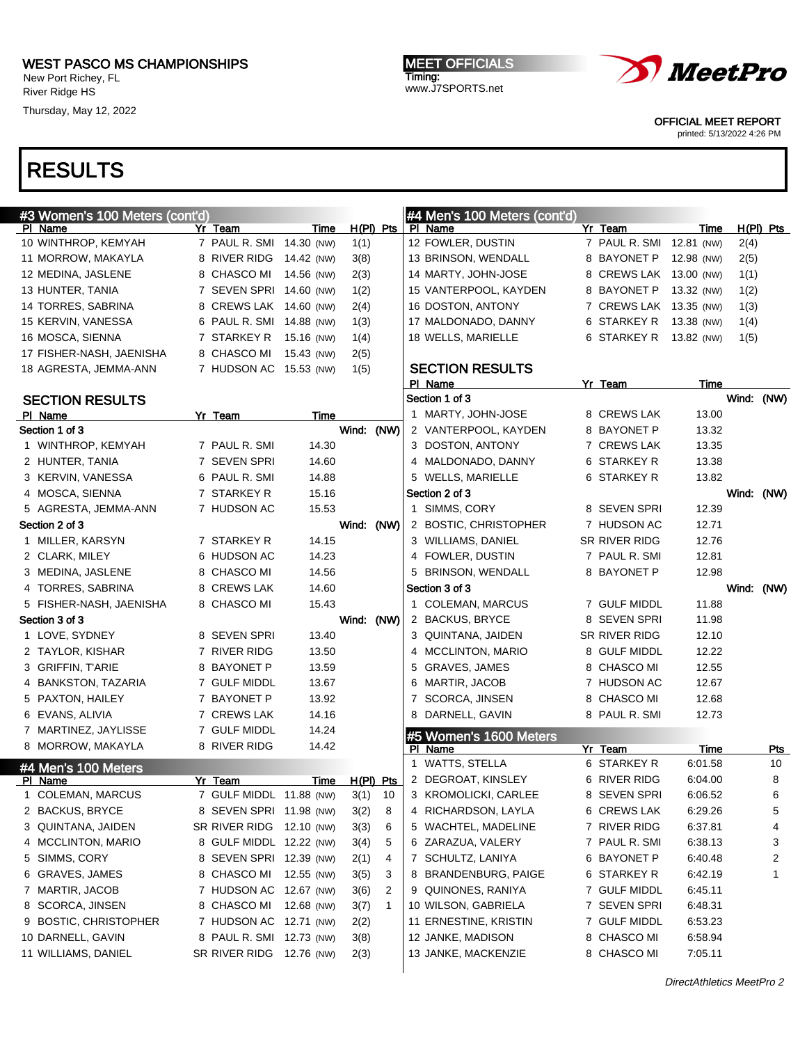WEST PASCO MS CHAMPIONSHIPS
New Port Richey, FL
River Ridge HS
Thursday, May 12, 2022

MEET OFFICIALS
Timing:
www.J7SPORTS.net

OFFICIAL MEET REPORT
printed: 5/13/2022 4:26 PM

# RESULTS

## #3 Women's 100 Meters (cont'd)

| Pl | Name | Yr | Team | Time | | H(Pl) | Pts |
|---|---|---|---|---|---|---|---|
| 10 | WINTHROP, KEMYAH | 7 | PAUL R. SMI | 14.30 | (NW) | 1(1) | |
| 11 | MORROW, MAKAYLA | 8 | RIVER RIDG | 14.42 | (NW) | 3(8) | |
| 12 | MEDINA, JASLENE | 8 | CHASCO MI | 14.56 | (NW) | 2(3) | |
| 13 | HUNTER, TANIA | 7 | SEVEN SPRI | 14.60 | (NW) | 1(2) | |
| 14 | TORRES, SABRINA | 8 | CREWS LAK | 14.60 | (NW) | 2(4) | |
| 15 | KERVIN, VANESSA | 6 | PAUL R. SMI | 14.88 | (NW) | 1(3) | |
| 16 | MOSCA, SIENNA | 7 | STARKEY R | 15.16 | (NW) | 1(4) | |
| 17 | FISHER-NASH, JAENISHA | 8 | CHASCO MI | 15.43 | (NW) | 2(5) | |
| 18 | AGRESTA, JEMMA-ANN | 7 | HUDSON AC | 15.53 | (NW) | 1(5) | |

### SECTION RESULTS

| Pl | Name | Yr | Team | Time |
|---|---|---|---|---|
| **Section 1 of 3** | | | | Wind: (NW) |
| 1 | WINTHROP, KEMYAH | 7 | PAUL R. SMI | 14.30 |
| 2 | HUNTER, TANIA | 7 | SEVEN SPRI | 14.60 |
| 3 | KERVIN, VANESSA | 6 | PAUL R. SMI | 14.88 |
| 4 | MOSCA, SIENNA | 7 | STARKEY R | 15.16 |
| 5 | AGRESTA, JEMMA-ANN | 7 | HUDSON AC | 15.53 |
| **Section 2 of 3** | | | | Wind: (NW) |
| 1 | MILLER, KARSYN | 7 | STARKEY R | 14.15 |
| 2 | CLARK, MILEY | 6 | HUDSON AC | 14.23 |
| 3 | MEDINA, JASLENE | 8 | CHASCO MI | 14.56 |
| 4 | TORRES, SABRINA | 8 | CREWS LAK | 14.60 |
| 5 | FISHER-NASH, JAENISHA | 8 | CHASCO MI | 15.43 |
| **Section 3 of 3** | | | | Wind: (NW) |
| 1 | LOVE, SYDNEY | 8 | SEVEN SPRI | 13.40 |
| 2 | TAYLOR, KISHAR | 7 | RIVER RIDG | 13.50 |
| 3 | GRIFFIN, T'ARIE | 8 | BAYONET P | 13.59 |
| 4 | BANKSTON, TAZARIA | 7 | GULF MIDDL | 13.67 |
| 5 | PAXTON, HAILEY | 7 | BAYONET P | 13.92 |
| 6 | EVANS, ALIVIA | 7 | CREWS LAK | 14.16 |
| 7 | MARTINEZ, JAYLISSE | 7 | GULF MIDDL | 14.24 |
| 8 | MORROW, MAKAYLA | 8 | RIVER RIDG | 14.42 |

## #4 Men's 100 Meters

| Pl | Name | Yr | Team | Time | | H(Pl) | Pts |
|---|---|---|---|---|---|---|---|
| 1 | COLEMAN, MARCUS | 7 | GULF MIDDL | 11.88 | (NW) | 3(1) | 10 |
| 2 | BACKUS, BRYCE | 8 | SEVEN SPRI | 11.98 | (NW) | 3(2) | 8 |
| 3 | QUINTANA, JAIDEN | SR | RIVER RIDG | 12.10 | (NW) | 3(3) | 6 |
| 4 | MCCLINTON, MARIO | 8 | GULF MIDDL | 12.22 | (NW) | 3(4) | 5 |
| 5 | SIMMS, CORY | 8 | SEVEN SPRI | 12.39 | (NW) | 2(1) | 4 |
| 6 | GRAVES, JAMES | 8 | CHASCO MI | 12.55 | (NW) | 3(5) | 3 |
| 7 | MARTIR, JACOB | 7 | HUDSON AC | 12.67 | (NW) | 3(6) | 2 |
| 8 | SCORCA, JINSEN | 8 | CHASCO MI | 12.68 | (NW) | 3(7) | 1 |
| 9 | BOSTIC, CHRISTOPHER | 7 | HUDSON AC | 12.71 | (NW) | 2(2) | |
| 10 | DARNELL, GAVIN | 8 | PAUL R. SMI | 12.73 | (NW) | 3(8) | |
| 11 | WILLIAMS, DANIEL | SR | RIVER RIDG | 12.76 | (NW) | 2(3) | |
| 12 | FOWLER, DUSTIN | 7 | PAUL R. SMI | 12.81 | (NW) | 2(4) | |
| 13 | BRINSON, WENDALL | 8 | BAYONET P | 12.98 | (NW) | 2(5) | |
| 14 | MARTY, JOHN-JOSE | 8 | CREWS LAK | 13.00 | (NW) | 1(1) | |
| 15 | VANTERPOOL, KAYDEN | 8 | BAYONET P | 13.32 | (NW) | 1(2) | |
| 16 | DOSTON, ANTONY | 7 | CREWS LAK | 13.35 | (NW) | 1(3) | |
| 17 | MALDONADO, DANNY | 6 | STARKEY R | 13.38 | (NW) | 1(4) | |
| 18 | WELLS, MARIELLE | 6 | STARKEY R | 13.82 | (NW) | 1(5) | |

### SECTION RESULTS

| Pl | Name | Yr | Team | Time |
|---|---|---|---|---|
| **Section 1 of 3** | | | | Wind: (NW) |
| 1 | MARTY, JOHN-JOSE | 8 | CREWS LAK | 13.00 |
| 2 | VANTERPOOL, KAYDEN | 8 | BAYONET P | 13.32 |
| 3 | DOSTON, ANTONY | 7 | CREWS LAK | 13.35 |
| 4 | MALDONADO, DANNY | 6 | STARKEY R | 13.38 |
| 5 | WELLS, MARIELLE | 6 | STARKEY R | 13.82 |
| **Section 2 of 3** | | | | Wind: (NW) |
| 1 | SIMMS, CORY | 8 | SEVEN SPRI | 12.39 |
| 2 | BOSTIC, CHRISTOPHER | 7 | HUDSON AC | 12.71 |
| 3 | WILLIAMS, DANIEL | SR | RIVER RIDG | 12.76 |
| 4 | FOWLER, DUSTIN | 7 | PAUL R. SMI | 12.81 |
| 5 | BRINSON, WENDALL | 8 | BAYONET P | 12.98 |
| **Section 3 of 3** | | | | Wind: (NW) |
| 1 | COLEMAN, MARCUS | 7 | GULF MIDDL | 11.88 |
| 2 | BACKUS, BRYCE | 8 | SEVEN SPRI | 11.98 |
| 3 | QUINTANA, JAIDEN | SR | RIVER RIDG | 12.10 |
| 4 | MCCLINTON, MARIO | 8 | GULF MIDDL | 12.22 |
| 5 | GRAVES, JAMES | 8 | CHASCO MI | 12.55 |
| 6 | MARTIR, JACOB | 7 | HUDSON AC | 12.67 |
| 7 | SCORCA, JINSEN | 8 | CHASCO MI | 12.68 |
| 8 | DARNELL, GAVIN | 8 | PAUL R. SMI | 12.73 |

## #5 Women's 1600 Meters

| Pl | Name | Yr | Team | Time | Pts |
|---|---|---|---|---|---|
| 1 | WATTS, STELLA | 6 | STARKEY R | 6:01.58 | 10 |
| 2 | DEGROAT, KINSLEY | 6 | RIVER RIDG | 6:04.00 | 8 |
| 3 | KROMOLICKI, CARLEE | 8 | SEVEN SPRI | 6:06.52 | 6 |
| 4 | RICHARDSON, LAYLA | 6 | CREWS LAK | 6:29.26 | 5 |
| 5 | WACHTEL, MADELINE | 7 | RIVER RIDG | 6:37.81 | 4 |
| 6 | ZARAZUA, VALERY | 7 | PAUL R. SMI | 6:38.13 | 3 |
| 7 | SCHULTZ, LANIYA | 6 | BAYONET P | 6:40.48 | 2 |
| 8 | BRANDENBURG, PAIGE | 6 | STARKEY R | 6:42.19 | 1 |
| 9 | QUINONES, RANIYA | 7 | GULF MIDDL | 6:45.11 | |
| 10 | WILSON, GABRIELA | 7 | SEVEN SPRI | 6:48.31 | |
| 11 | ERNESTINE, KRISTIN | 7 | GULF MIDDL | 6:53.23 | |
| 12 | JANKE, MADISON | 8 | CHASCO MI | 6:58.94 | |
| 13 | JANKE, MACKENZIE | 8 | CHASCO MI | 7:05.11 | |

*DirectAthletics MeetPro 2*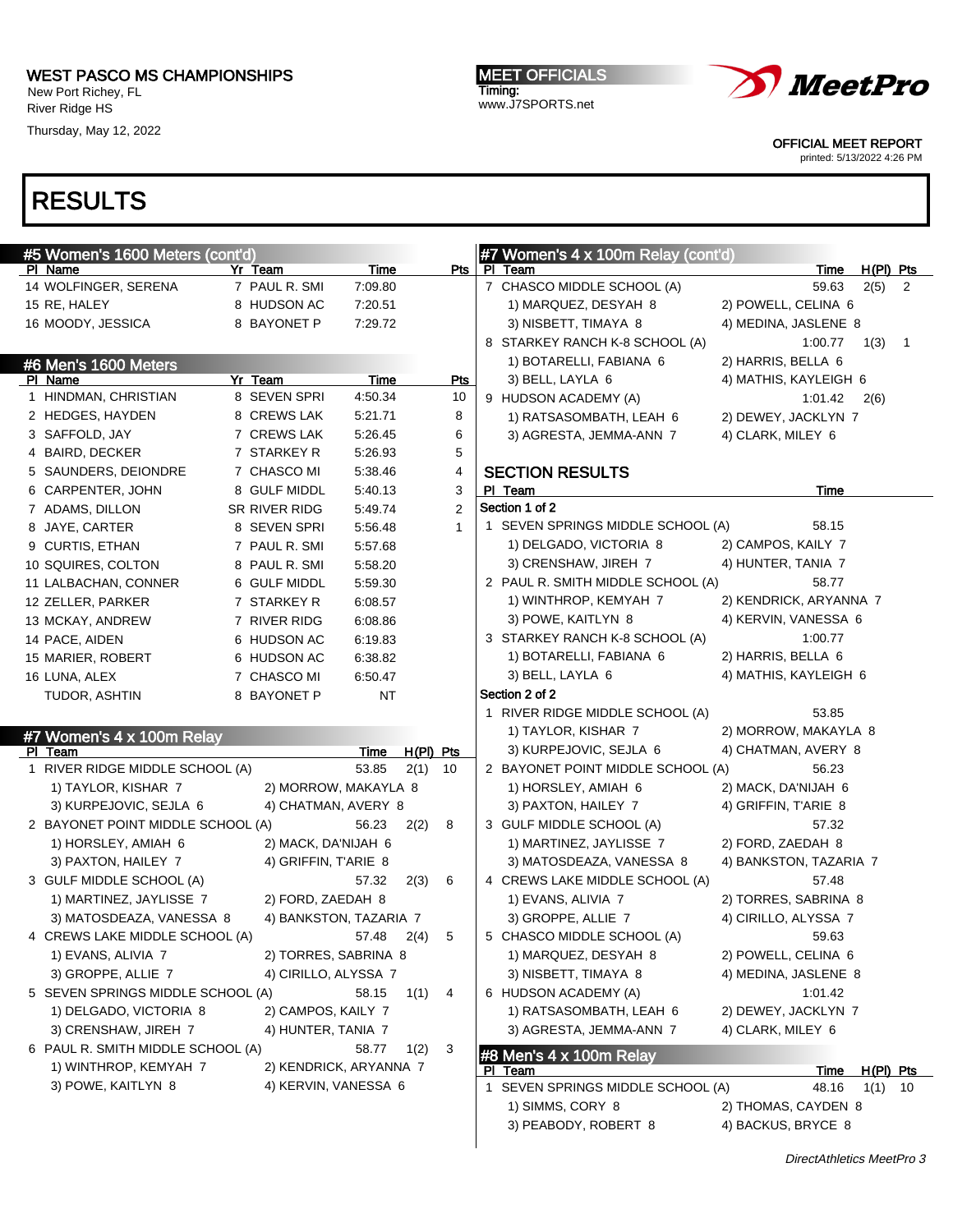# WEST PASCO MS CHAMPIONSHIPS

New Port Richey, FL
River Ridge HS
Thursday, May 12, 2022

MEET OFFICIALS
Timing:
www.J7SPORTS.net

OFFICIAL MEET REPORT
printed: 5/13/2022 4:26 PM

# RESULTS

## #5 Women's 1600 Meters (cont'd)

| Pl | Name | Yr | Team | Time | Pts |
|---|---|---|---|---|---|
| 14 | WOLFINGER, SERENA | 7 | PAUL R. SMI | 7:09.80 | |
| 15 | RE, HALEY | 8 | HUDSON AC | 7:20.51 | |
| 16 | MOODY, JESSICA | 8 | BAYONET P | 7:29.72 | |

## #6 Men's 1600 Meters

| Pl | Name | Yr | Team | Time | Pts |
|---|---|---|---|---|---|
| 1 | HINDMAN, CHRISTIAN | 8 | SEVEN SPRI | 4:50.34 | 10 |
| 2 | HEDGES, HAYDEN | 8 | CREWS LAK | 5:21.71 | 8 |
| 3 | SAFFOLD, JAY | 7 | CREWS LAK | 5:26.45 | 6 |
| 4 | BAIRD, DECKER | 7 | STARKEY R | 5:26.93 | 5 |
| 5 | SAUNDERS, DEIONDRE | 7 | CHASCO MI | 5:38.46 | 4 |
| 6 | CARPENTER, JOHN | 8 | GULF MIDDL | 5:40.13 | 3 |
| 7 | ADAMS, DILLON | SR | RIVER RIDG | 5:49.74 | 2 |
| 8 | JAYE, CARTER | 8 | SEVEN SPRI | 5:56.48 | 1 |
| 9 | CURTIS, ETHAN | 7 | PAUL R. SMI | 5:57.68 | |
| 10 | SQUIRES, COLTON | 8 | PAUL R. SMI | 5:58.20 | |
| 11 | LALBACHAN, CONNER | 6 | GULF MIDDL | 5:59.30 | |
| 12 | ZELLER, PARKER | 7 | STARKEY R | 6:08.57 | |
| 13 | MCKAY, ANDREW | 7 | RIVER RIDG | 6:08.86 | |
| 14 | PACE, AIDEN | 6 | HUDSON AC | 6:19.83 | |
| 15 | MARIER, ROBERT | 6 | HUDSON AC | 6:38.82 | |
| 16 | LUNA, ALEX | 7 | CHASCO MI | 6:50.47 | |
| | TUDOR, ASHTIN | 8 | BAYONET P | NT | |

## #7 Women's 4 x 100m Relay

| Pl | Team | Time | H(Pl) | Pts |
|---|---|---|---|---|
| 1 | RIVER RIDGE MIDDLE SCHOOL (A) | 53.85 | 2(1) | 10 |
| | 1) TAYLOR, KISHAR 7; 2) MORROW, MAKAYLA 8; 3) KURPEJOVIC, SEJLA 6; 4) CHATMAN, AVERY 8 | | | |
| 2 | BAYONET POINT MIDDLE SCHOOL (A) | 56.23 | 2(2) | 8 |
| | 1) HORSLEY, AMIAH 6; 2) MACK, DA'NIJAH 6; 3) PAXTON, HAILEY 7; 4) GRIFFIN, T'ARIE 8 | | | |
| 3 | GULF MIDDLE SCHOOL (A) | 57.32 | 2(3) | 6 |
| | 1) MARTINEZ, JAYLISSE 7; 2) FORD, ZAEDAH 8; 3) MATOSDEAZA, VANESSA 8; 4) BANKSTON, TAZARIA 7 | | | |
| 4 | CREWS LAKE MIDDLE SCHOOL (A) | 57.48 | 2(4) | 5 |
| | 1) EVANS, ALIVIA 7; 2) TORRES, SABRINA 8; 3) GROPPE, ALLIE 7; 4) CIRILLO, ALYSSA 7 | | | |
| 5 | SEVEN SPRINGS MIDDLE SCHOOL (A) | 58.15 | 1(1) | 4 |
| | 1) DELGADO, VICTORIA 8; 2) CAMPOS, KAILY 7; 3) CRENSHAW, JIREH 7; 4) HUNTER, TANIA 7 | | | |
| 6 | PAUL R. SMITH MIDDLE SCHOOL (A) | 58.77 | 1(2) | 3 |
| | 1) WINTHROP, KEMYAH 7; 2) KENDRICK, ARYANNA 7; 3) POWE, KAITLYN 8; 4) KERVIN, VANESSA 6 | | | |
| 7 | CHASCO MIDDLE SCHOOL (A) | 59.63 | 2(5) | 2 |
| | 1) MARQUEZ, DESYAH 8; 2) POWELL, CELINA 6; 3) NISBETT, TIMAYA 8; 4) MEDINA, JASLENE 8 | | | |
| 8 | STARKEY RANCH K-8 SCHOOL (A) | 1:00.77 | 1(3) | 1 |
| | 1) BOTARELLI, FABIANA 6; 2) HARRIS, BELLA 6; 3) BELL, LAYLA 6; 4) MATHIS, KAYLEIGH 6 | | | |
| 9 | HUDSON ACADEMY (A) | 1:01.42 | 2(6) | |
| | 1) RATSASOMBATH, LEAH 6; 2) DEWEY, JACKLYN 7; 3) AGRESTA, JEMMA-ANN 7; 4) CLARK, MILEY 6 | | | |

### SECTION RESULTS

| Pl | Team | Time |
|---|---|---|
| **Section 1 of 2** | | |
| 1 | SEVEN SPRINGS MIDDLE SCHOOL (A) | 58.15 |
| | 1) DELGADO, VICTORIA 8; 2) CAMPOS, KAILY 7; 3) CRENSHAW, JIREH 7; 4) HUNTER, TANIA 7 | |
| 2 | PAUL R. SMITH MIDDLE SCHOOL (A) | 58.77 |
| | 1) WINTHROP, KEMYAH 7; 2) KENDRICK, ARYANNA 7; 3) POWE, KAITLYN 8; 4) KERVIN, VANESSA 6 | |
| 3 | STARKEY RANCH K-8 SCHOOL (A) | 1:00.77 |
| | 1) BOTARELLI, FABIANA 6; 2) HARRIS, BELLA 6; 3) BELL, LAYLA 6; 4) MATHIS, KAYLEIGH 6 | |
| **Section 2 of 2** | | |
| 1 | RIVER RIDGE MIDDLE SCHOOL (A) | 53.85 |
| | 1) TAYLOR, KISHAR 7; 2) MORROW, MAKAYLA 8; 3) KURPEJOVIC, SEJLA 6; 4) CHATMAN, AVERY 8 | |
| 2 | BAYONET POINT MIDDLE SCHOOL (A) | 56.23 |
| | 1) HORSLEY, AMIAH 6; 2) MACK, DA'NIJAH 6; 3) PAXTON, HAILEY 7; 4) GRIFFIN, T'ARIE 8 | |
| 3 | GULF MIDDLE SCHOOL (A) | 57.32 |
| | 1) MARTINEZ, JAYLISSE 7; 2) FORD, ZAEDAH 8; 3) MATOSDEAZA, VANESSA 8; 4) BANKSTON, TAZARIA 7 | |
| 4 | CREWS LAKE MIDDLE SCHOOL (A) | 57.48 |
| | 1) EVANS, ALIVIA 7; 2) TORRES, SABRINA 8; 3) GROPPE, ALLIE 7; 4) CIRILLO, ALYSSA 7 | |
| 5 | CHASCO MIDDLE SCHOOL (A) | 59.63 |
| | 1) MARQUEZ, DESYAH 8; 2) POWELL, CELINA 6; 3) NISBETT, TIMAYA 8; 4) MEDINA, JASLENE 8 | |
| 6 | HUDSON ACADEMY (A) | 1:01.42 |
| | 1) RATSASOMBATH, LEAH 6; 2) DEWEY, JACKLYN 7; 3) AGRESTA, JEMMA-ANN 7; 4) CLARK, MILEY 6 | |

## #8 Men's 4 x 100m Relay

| Pl | Team | Time | H(Pl) | Pts |
|---|---|---|---|---|
| 1 | SEVEN SPRINGS MIDDLE SCHOOL (A) | 48.16 | 1(1) | 10 |
| | 1) SIMMS, CORY 8; 2) THOMAS, CAYDEN 8; 3) PEABODY, ROBERT 8; 4) BACKUS, BRYCE 8 | | | |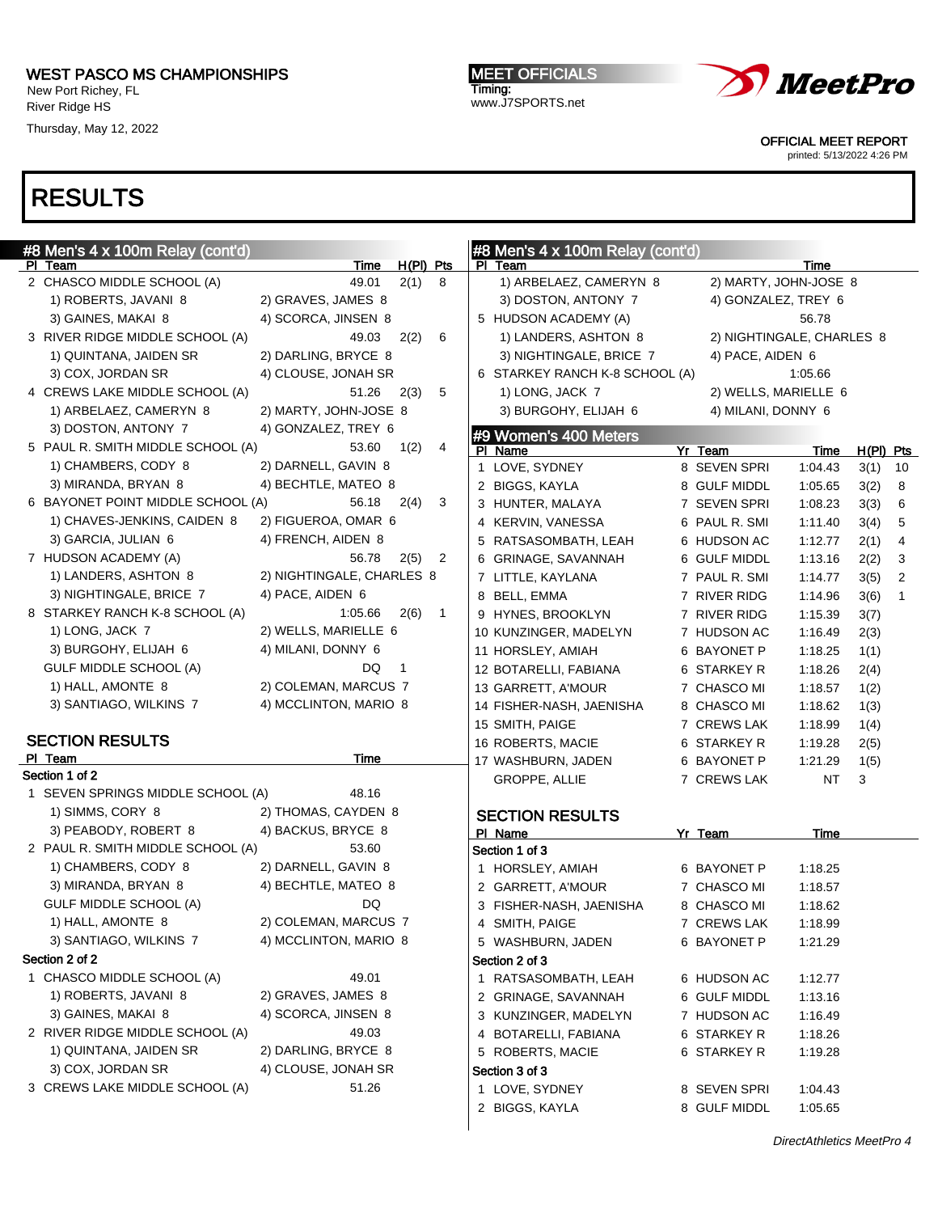## RESULTS

### #8 Men's 4 x 100m Relay (cont'd)

| Pl | Team | Time | H(Pl) | Pts |
|---|---|---|---|---|
| 2 | CHASCO MIDDLE SCHOOL (A) | 49.01 | 2(1) | 8 |
| | 1) ROBERTS, JAVANI 8 / 2) GRAVES, JAMES 8 / 3) GAINES, MAKAI 8 / 4) SCORCA, JINSEN 8 | | | |
| 3 | RIVER RIDGE MIDDLE SCHOOL (A) | 49.03 | 2(2) | 6 |
| | 1) QUINTANA, JAIDEN SR / 2) DARLING, BRYCE 8 / 3) COX, JORDAN SR / 4) CLOUSE, JONAH SR | | | |
| 4 | CREWS LAKE MIDDLE SCHOOL (A) | 51.26 | 2(3) | 5 |
| | 1) ARBELAEZ, CAMERYN 8 / 2) MARTY, JOHN-JOSE 8 / 3) DOSTON, ANTONY 7 / 4) GONZALEZ, TREY 6 | | | |
| 5 | PAUL R. SMITH MIDDLE SCHOOL (A) | 53.60 | 1(2) | 4 |
| | 1) CHAMBERS, CODY 8 / 2) DARNELL, GAVIN 8 / 3) MIRANDA, BRYAN 8 / 4) BECHTLE, MATEO 8 | | | |
| 6 | BAYONET POINT MIDDLE SCHOOL (A) | 56.18 | 2(4) | 3 |
| | 1) CHAVES-JENKINS, CAIDEN 8 / 2) FIGUEROA, OMAR 6 / 3) GARCIA, JULIAN 6 / 4) FRENCH, AIDEN 8 | | | |
| 7 | HUDSON ACADEMY (A) | 56.78 | 2(5) | 2 |
| | 1) LANDERS, ASHTON 8 / 2) NIGHTINGALE, CHARLES 8 / 3) NIGHTINGALE, BRICE 7 / 4) PACE, AIDEN 6 | | | |
| 8 | STARKEY RANCH K-8 SCHOOL (A) | 1:05.66 | 2(6) | 1 |
| | 1) LONG, JACK 7 / 2) WELLS, MARIELLE 6 / 3) BURGOHY, ELIJAH 6 / 4) MILANI, DONNY 6 | | | |
| | GULF MIDDLE SCHOOL (A) | DQ | 1 | |
| | 1) HALL, AMONTE 8 / 2) COLEMAN, MARCUS 7 / 3) SANTIAGO, WILKINS 7 / 4) MCCLINTON, MARIO 8 | | | |

#### SECTION RESULTS

| Pl | Team | Time |
|---|---|---|
| **Section 1 of 2** | | |
| 1 | SEVEN SPRINGS MIDDLE SCHOOL (A) | 48.16 |
| | 1) SIMMS, CORY 8 / 2) THOMAS, CAYDEN 8 / 3) PEABODY, ROBERT 8 / 4) BACKUS, BRYCE 8 | |
| 2 | PAUL R. SMITH MIDDLE SCHOOL (A) | 53.60 |
| | 1) CHAMBERS, CODY 8 / 2) DARNELL, GAVIN 8 / 3) MIRANDA, BRYAN 8 / 4) BECHTLE, MATEO 8 | |
| | GULF MIDDLE SCHOOL (A) | DQ |
| | 1) HALL, AMONTE 8 / 2) COLEMAN, MARCUS 7 / 3) SANTIAGO, WILKINS 7 / 4) MCCLINTON, MARIO 8 | |
| **Section 2 of 2** | | |
| 1 | CHASCO MIDDLE SCHOOL (A) | 49.01 |
| | 1) ROBERTS, JAVANI 8 / 2) GRAVES, JAMES 8 / 3) GAINES, MAKAI 8 / 4) SCORCA, JINSEN 8 | |
| 2 | RIVER RIDGE MIDDLE SCHOOL (A) | 49.03 |
| | 1) QUINTANA, JAIDEN SR / 2) DARLING, BRYCE 8 / 3) COX, JORDAN SR / 4) CLOUSE, JONAH SR | |
| 3 | CREWS LAKE MIDDLE SCHOOL (A) | 51.26 |
| | 1) ARBELAEZ, CAMERYN 8 / 2) MARTY, JOHN-JOSE 8 / 3) DOSTON, ANTONY 7 / 4) GONZALEZ, TREY 6 | |
| 5 | HUDSON ACADEMY (A) | 56.78 |
| | 1) LANDERS, ASHTON 8 / 2) NIGHTINGALE, CHARLES 8 / 3) NIGHTINGALE, BRICE 7 / 4) PACE, AIDEN 6 | |
| 6 | STARKEY RANCH K-8 SCHOOL (A) | 1:05.66 |
| | 1) LONG, JACK 7 / 2) WELLS, MARIELLE 6 / 3) BURGOHY, ELIJAH 6 / 4) MILANI, DONNY 6 | |

### #9 Women's 400 Meters

| Pl | Name | Yr | Team | Time | H(Pl) | Pts |
|---|---|---|---|---|---|---|
| 1 | LOVE, SYDNEY | 8 | SEVEN SPRI | 1:04.43 | 3(1) | 10 |
| 2 | BIGGS, KAYLA | 8 | GULF MIDDL | 1:05.65 | 3(2) | 8 |
| 3 | HUNTER, MALAYA | 7 | SEVEN SPRI | 1:08.23 | 3(3) | 6 |
| 4 | KERVIN, VANESSA | 6 | PAUL R. SMI | 1:11.40 | 3(4) | 5 |
| 5 | RATSASOMBATH, LEAH | 6 | HUDSON AC | 1:12.77 | 2(1) | 4 |
| 6 | GRINAGE, SAVANNAH | 6 | GULF MIDDL | 1:13.16 | 2(2) | 3 |
| 7 | LITTLE, KAYLANA | 7 | PAUL R. SMI | 1:14.77 | 3(5) | 2 |
| 8 | BELL, EMMA | 7 | RIVER RIDG | 1:14.96 | 3(6) | 1 |
| 9 | HYNES, BROOKLYN | 7 | RIVER RIDG | 1:15.39 | 3(7) | |
| 10 | KUNZINGER, MADELYN | 7 | HUDSON AC | 1:16.49 | 2(3) | |
| 11 | HORSLEY, AMIAH | 6 | BAYONET P | 1:18.25 | 1(1) | |
| 12 | BOTARELLI, FABIANA | 6 | STARKEY R | 1:18.26 | 2(4) | |
| 13 | GARRETT, A'MOUR | 7 | CHASCO MI | 1:18.57 | 1(2) | |
| 14 | FISHER-NASH, JAENISHA | 8 | CHASCO MI | 1:18.62 | 1(3) | |
| 15 | SMITH, PAIGE | 7 | CREWS LAK | 1:18.99 | 1(4) | |
| 16 | ROBERTS, MACIE | 6 | STARKEY R | 1:19.28 | 2(5) | |
| 17 | WASHBURN, JADEN | 6 | BAYONET P | 1:21.29 | 1(5) | |
| | GROPPE, ALLIE | 7 | CREWS LAK | NT | 3 | |

#### SECTION RESULTS

| Pl | Name | Yr | Team | Time |
|---|---|---|---|---|
| **Section 1 of 3** | | | | |
| 1 | HORSLEY, AMIAH | 6 | BAYONET P | 1:18.25 |
| 2 | GARRETT, A'MOUR | 7 | CHASCO MI | 1:18.57 |
| 3 | FISHER-NASH, JAENISHA | 8 | CHASCO MI | 1:18.62 |
| 4 | SMITH, PAIGE | 7 | CREWS LAK | 1:18.99 |
| 5 | WASHBURN, JADEN | 6 | BAYONET P | 1:21.29 |
| **Section 2 of 3** | | | | |
| 1 | RATSASOMBATH, LEAH | 6 | HUDSON AC | 1:12.77 |
| 2 | GRINAGE, SAVANNAH | 6 | GULF MIDDL | 1:13.16 |
| 3 | KUNZINGER, MADELYN | 7 | HUDSON AC | 1:16.49 |
| 4 | BOTARELLI, FABIANA | 6 | STARKEY R | 1:18.26 |
| 5 | ROBERTS, MACIE | 6 | STARKEY R | 1:19.28 |
| **Section 3 of 3** | | | | |
| 1 | LOVE, SYDNEY | 8 | SEVEN SPRI | 1:04.43 |
| 2 | BIGGS, KAYLA | 8 | GULF MIDDL | 1:05.65 |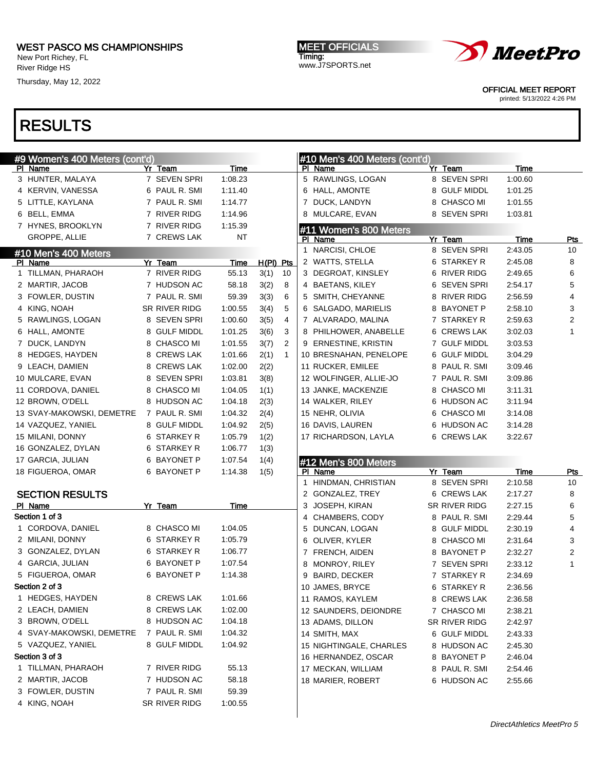WEST PASCO MS CHAMPIONSHIPS
New Port Richey, FL
River Ridge HS
Thursday, May 12, 2022

MEET OFFICIALS
Timing:
www.J7SPORTS.net

OFFICIAL MEET REPORT
printed: 5/13/2022 4:26 PM

# RESULTS

## #9 Women's 400 Meters (cont'd)

| Pl | Name | Yr | Team | Time |
|---|---|---|---|---|
| 3 | HUNTER, MALAYA | 7 | SEVEN SPRI | 1:08.23 |
| 4 | KERVIN, VANESSA | 6 | PAUL R. SMI | 1:11.40 |
| 5 | LITTLE, KAYLANA | 7 | PAUL R. SMI | 1:14.77 |
| 6 | BELL, EMMA | 7 | RIVER RIDG | 1:14.96 |
| 7 | HYNES, BROOKLYN | 7 | RIVER RIDG | 1:15.39 |
| | GROPPE, ALLIE | 7 | CREWS LAK | NT |

## #10 Men's 400 Meters

| Pl | Name | Yr | Team | Time | H(Pl) | Pts |
|---|---|---|---|---|---|---|
| 1 | TILLMAN, PHARAOH | 7 | RIVER RIDG | 55.13 | 3(1) | 10 |
| 2 | MARTIR, JACOB | 7 | HUDSON AC | 58.18 | 3(2) | 8 |
| 3 | FOWLER, DUSTIN | 7 | PAUL R. SMI | 59.39 | 3(3) | 6 |
| 4 | KING, NOAH | SR | RIVER RIDG | 1:00.55 | 3(4) | 5 |
| 5 | RAWLINGS, LOGAN | 8 | SEVEN SPRI | 1:00.60 | 3(5) | 4 |
| 6 | HALL, AMONTE | 8 | GULF MIDDL | 1:01.25 | 3(6) | 3 |
| 7 | DUCK, LANDYN | 8 | CHASCO MI | 1:01.55 | 3(7) | 2 |
| 8 | HEDGES, HAYDEN | 8 | CREWS LAK | 1:01.66 | 2(1) | 1 |
| 9 | LEACH, DAMIEN | 8 | CREWS LAK | 1:02.00 | 2(2) | |
| 10 | MULCARE, EVAN | 8 | SEVEN SPRI | 1:03.81 | 3(8) | |
| 11 | CORDOVA, DANIEL | 8 | CHASCO MI | 1:04.05 | 1(1) | |
| 12 | BROWN, O'DELL | 8 | HUDSON AC | 1:04.18 | 2(3) | |
| 13 | SVAY-MAKOWSKI, DEMETRE | 7 | PAUL R. SMI | 1:04.32 | 2(4) | |
| 14 | VAZQUEZ, YANIEL | 8 | GULF MIDDL | 1:04.92 | 2(5) | |
| 15 | MILANI, DONNY | 6 | STARKEY R | 1:05.79 | 1(2) | |
| 16 | GONZALEZ, DYLAN | 6 | STARKEY R | 1:06.77 | 1(3) | |
| 17 | GARCIA, JULIAN | 6 | BAYONET P | 1:07.54 | 1(4) | |
| 18 | FIGUEROA, OMAR | 6 | BAYONET P | 1:14.38 | 1(5) | |

### SECTION RESULTS

| Pl | Name | Yr | Team | Time |
|---|---|---|---|---|
| **Section 1 of 3** | | | | |
| 1 | CORDOVA, DANIEL | 8 | CHASCO MI | 1:04.05 |
| 2 | MILANI, DONNY | 6 | STARKEY R | 1:05.79 |
| 3 | GONZALEZ, DYLAN | 6 | STARKEY R | 1:06.77 |
| 4 | GARCIA, JULIAN | 6 | BAYONET P | 1:07.54 |
| 5 | FIGUEROA, OMAR | 6 | BAYONET P | 1:14.38 |
| **Section 2 of 3** | | | | |
| 1 | HEDGES, HAYDEN | 8 | CREWS LAK | 1:01.66 |
| 2 | LEACH, DAMIEN | 8 | CREWS LAK | 1:02.00 |
| 3 | BROWN, O'DELL | 8 | HUDSON AC | 1:04.18 |
| 4 | SVAY-MAKOWSKI, DEMETRE | 7 | PAUL R. SMI | 1:04.32 |
| 5 | VAZQUEZ, YANIEL | 8 | GULF MIDDL | 1:04.92 |
| **Section 3 of 3** | | | | |
| 1 | TILLMAN, PHARAOH | 7 | RIVER RIDG | 55.13 |
| 2 | MARTIR, JACOB | 7 | HUDSON AC | 58.18 |
| 3 | FOWLER, DUSTIN | 7 | PAUL R. SMI | 59.39 |
| 4 | KING, NOAH | SR | RIVER RIDG | 1:00.55 |

## #10 Men's 400 Meters (cont'd)

| Pl | Name | Yr | Team | Time |
|---|---|---|---|---|
| 5 | RAWLINGS, LOGAN | 8 | SEVEN SPRI | 1:00.60 |
| 6 | HALL, AMONTE | 8 | GULF MIDDL | 1:01.25 |
| 7 | DUCK, LANDYN | 8 | CHASCO MI | 1:01.55 |
| 8 | MULCARE, EVAN | 8 | SEVEN SPRI | 1:03.81 |

## #11 Women's 800 Meters

| Pl | Name | Yr | Team | Time | Pts |
|---|---|---|---|---|---|
| 1 | NARCISI, CHLOE | 8 | SEVEN SPRI | 2:43.05 | 10 |
| 2 | WATTS, STELLA | 6 | STARKEY R | 2:45.08 | 8 |
| 3 | DEGROAT, KINSLEY | 6 | RIVER RIDG | 2:49.65 | 6 |
| 4 | BAETANS, KILEY | 6 | SEVEN SPRI | 2:54.17 | 5 |
| 5 | SMITH, CHEYANNE | 8 | RIVER RIDG | 2:56.59 | 4 |
| 6 | SALGADO, MARIELIS | 8 | BAYONET P | 2:58.10 | 3 |
| 7 | ALVARADO, MALINA | 7 | STARKEY R | 2:59.63 | 2 |
| 8 | PHILHOWER, ANABELLE | 6 | CREWS LAK | 3:02.03 | 1 |
| 9 | ERNESTINE, KRISTIN | 7 | GULF MIDDL | 3:03.53 | |
| 10 | BRESNAHAN, PENELOPE | 6 | GULF MIDDL | 3:04.29 | |
| 11 | RUCKER, EMILEE | 8 | PAUL R. SMI | 3:09.46 | |
| 12 | WOLFINGER, ALLIE-JO | 7 | PAUL R. SMI | 3:09.86 | |
| 13 | JANKE, MACKENZIE | 8 | CHASCO MI | 3:11.31 | |
| 14 | WALKER, RILEY | 6 | HUDSON AC | 3:11.94 | |
| 15 | NEHR, OLIVIA | 6 | CHASCO MI | 3:14.08 | |
| 16 | DAVIS, LAUREN | 6 | HUDSON AC | 3:14.28 | |
| 17 | RICHARDSON, LAYLA | 6 | CREWS LAK | 3:22.67 | |

## #12 Men's 800 Meters

| Pl | Name | Yr | Team | Time | Pts |
|---|---|---|---|---|---|
| 1 | HINDMAN, CHRISTIAN | 8 | SEVEN SPRI | 2:10.58 | 10 |
| 2 | GONZALEZ, TREY | 6 | CREWS LAK | 2:17.27 | 8 |
| 3 | JOSEPH, KIRAN | SR | RIVER RIDG | 2:27.15 | 6 |
| 4 | CHAMBERS, CODY | 8 | PAUL R. SMI | 2:29.44 | 5 |
| 5 | DUNCAN, LOGAN | 8 | GULF MIDDL | 2:30.19 | 4 |
| 6 | OLIVER, KYLER | 8 | CHASCO MI | 2:31.64 | 3 |
| 7 | FRENCH, AIDEN | 8 | BAYONET P | 2:32.27 | 2 |
| 8 | MONROY, RILEY | 7 | SEVEN SPRI | 2:33.12 | 1 |
| 9 | BAIRD, DECKER | 7 | STARKEY R | 2:34.69 | |
| 10 | JAMES, BRYCE | 6 | STARKEY R | 2:36.56 | |
| 11 | RAMOS, KAYLEM | 8 | CREWS LAK | 2:36.58 | |
| 12 | SAUNDERS, DEIONDRE | 7 | CHASCO MI | 2:38.21 | |
| 13 | ADAMS, DILLON | SR | RIVER RIDG | 2:42.97 | |
| 14 | SMITH, MAX | 6 | GULF MIDDL | 2:43.33 | |
| 15 | NIGHTINGALE, CHARLES | 8 | HUDSON AC | 2:45.30 | |
| 16 | HERNANDEZ, OSCAR | 8 | BAYONET P | 2:46.04 | |
| 17 | MECKAN, WILLIAM | 8 | PAUL R. SMI | 2:54.46 | |
| 18 | MARIER, ROBERT | 6 | HUDSON AC | 2:55.66 | |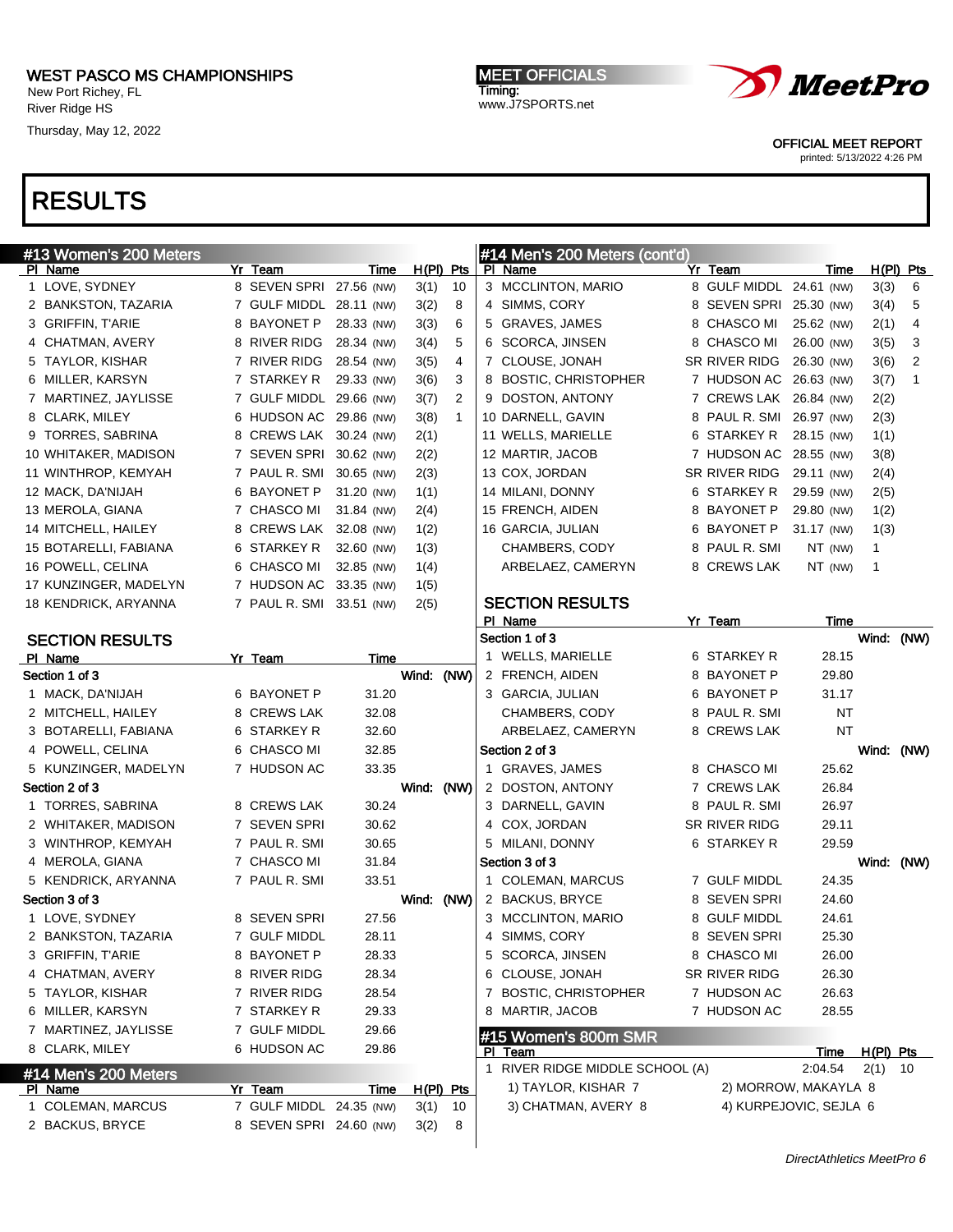WEST PASCO MS CHAMPIONSHIPS
New Port Richey, FL
River Ridge HS
Thursday, May 12, 2022

MEET OFFICIALS
Timing:
www.J7SPORTS.net

OFFICIAL MEET REPORT
printed: 5/13/2022 4:26 PM

# RESULTS

## #13 Women's 200 Meters

| Pl | Name | Yr | Team | Time | | H(Pl) | Pts |
|---|---|---|---|---|---|---|---|
| 1 | LOVE, SYDNEY | 8 | SEVEN SPRI | 27.56 | (NW) | 3(1) | 10 |
| 2 | BANKSTON, TAZARIA | 7 | GULF MIDDL | 28.11 | (NW) | 3(2) | 8 |
| 3 | GRIFFIN, T'ARIE | 8 | BAYONET P | 28.33 | (NW) | 3(3) | 6 |
| 4 | CHATMAN, AVERY | 8 | RIVER RIDG | 28.34 | (NW) | 3(4) | 5 |
| 5 | TAYLOR, KISHAR | 7 | RIVER RIDG | 28.54 | (NW) | 3(5) | 4 |
| 6 | MILLER, KARSYN | 7 | STARKEY R | 29.33 | (NW) | 3(6) | 3 |
| 7 | MARTINEZ, JAYLISSE | 7 | GULF MIDDL | 29.66 | (NW) | 3(7) | 2 |
| 8 | CLARK, MILEY | 6 | HUDSON AC | 29.86 | (NW) | 3(8) | 1 |
| 9 | TORRES, SABRINA | 8 | CREWS LAK | 30.24 | (NW) | 2(1) | |
| 10 | WHITAKER, MADISON | 7 | SEVEN SPRI | 30.62 | (NW) | 2(2) | |
| 11 | WINTHROP, KEMYAH | 7 | PAUL R. SMI | 30.65 | (NW) | 2(3) | |
| 12 | MACK, DA'NIJAH | 6 | BAYONET P | 31.20 | (NW) | 1(1) | |
| 13 | MEROLA, GIANA | 7 | CHASCO MI | 31.84 | (NW) | 2(4) | |
| 14 | MITCHELL, HAILEY | 8 | CREWS LAK | 32.08 | (NW) | 1(2) | |
| 15 | BOTARELLI, FABIANA | 6 | STARKEY R | 32.60 | (NW) | 1(3) | |
| 16 | POWELL, CELINA | 6 | CHASCO MI | 32.85 | (NW) | 1(4) | |
| 17 | KUNZINGER, MADELYN | 7 | HUDSON AC | 33.35 | (NW) | 1(5) | |
| 18 | KENDRICK, ARYANNA | 7 | PAUL R. SMI | 33.51 | (NW) | 2(5) | |

### SECTION RESULTS

| Pl | Name | Yr | Team | Time |
|---|---|---|---|---|
| **Section 1 of 3** | | | | Wind: (NW) |
| 1 | MACK, DA'NIJAH | 6 | BAYONET P | 31.20 |
| 2 | MITCHELL, HAILEY | 8 | CREWS LAK | 32.08 |
| 3 | BOTARELLI, FABIANA | 6 | STARKEY R | 32.60 |
| 4 | POWELL, CELINA | 6 | CHASCO MI | 32.85 |
| 5 | KUNZINGER, MADELYN | 7 | HUDSON AC | 33.35 |
| **Section 2 of 3** | | | | Wind: (NW) |
| 1 | TORRES, SABRINA | 8 | CREWS LAK | 30.24 |
| 2 | WHITAKER, MADISON | 7 | SEVEN SPRI | 30.62 |
| 3 | WINTHROP, KEMYAH | 7 | PAUL R. SMI | 30.65 |
| 4 | MEROLA, GIANA | 7 | CHASCO MI | 31.84 |
| 5 | KENDRICK, ARYANNA | 7 | PAUL R. SMI | 33.51 |
| **Section 3 of 3** | | | | Wind: (NW) |
| 1 | LOVE, SYDNEY | 8 | SEVEN SPRI | 27.56 |
| 2 | BANKSTON, TAZARIA | 7 | GULF MIDDL | 28.11 |
| 3 | GRIFFIN, T'ARIE | 8 | BAYONET P | 28.33 |
| 4 | CHATMAN, AVERY | 8 | RIVER RIDG | 28.34 |
| 5 | TAYLOR, KISHAR | 7 | RIVER RIDG | 28.54 |
| 6 | MILLER, KARSYN | 7 | STARKEY R | 29.33 |
| 7 | MARTINEZ, JAYLISSE | 7 | GULF MIDDL | 29.66 |
| 8 | CLARK, MILEY | 6 | HUDSON AC | 29.86 |

## #14 Men's 200 Meters

| Pl | Name | Yr | Team | Time | | H(Pl) | Pts |
|---|---|---|---|---|---|---|---|
| 1 | COLEMAN, MARCUS | 7 | GULF MIDDL | 24.35 | (NW) | 3(1) | 10 |
| 2 | BACKUS, BRYCE | 8 | SEVEN SPRI | 24.60 | (NW) | 3(2) | 8 |
| 3 | MCCLINTON, MARIO | 8 | GULF MIDDL | 24.61 | (NW) | 3(3) | 6 |
| 4 | SIMMS, CORY | 8 | SEVEN SPRI | 25.30 | (NW) | 3(4) | 5 |
| 5 | GRAVES, JAMES | 8 | CHASCO MI | 25.62 | (NW) | 2(1) | 4 |
| 6 | SCORCA, JINSEN | 8 | CHASCO MI | 26.00 | (NW) | 3(5) | 3 |
| 7 | CLOUSE, JONAH | SR | RIVER RIDG | 26.30 | (NW) | 3(6) | 2 |
| 8 | BOSTIC, CHRISTOPHER | 7 | HUDSON AC | 26.63 | (NW) | 3(7) | 1 |
| 9 | DOSTON, ANTONY | 7 | CREWS LAK | 26.84 | (NW) | 2(2) | |
| 10 | DARNELL, GAVIN | 8 | PAUL R. SMI | 26.97 | (NW) | 2(3) | |
| 11 | WELLS, MARIELLE | 6 | STARKEY R | 28.15 | (NW) | 1(1) | |
| 12 | MARTIR, JACOB | 7 | HUDSON AC | 28.55 | (NW) | 3(8) | |
| 13 | COX, JORDAN | SR | RIVER RIDG | 29.11 | (NW) | 2(4) | |
| 14 | MILANI, DONNY | 6 | STARKEY R | 29.59 | (NW) | 2(5) | |
| 15 | FRENCH, AIDEN | 8 | BAYONET P | 29.80 | (NW) | 1(2) | |
| 16 | GARCIA, JULIAN | 6 | BAYONET P | 31.17 | (NW) | 1(3) | |
| | CHAMBERS, CODY | 8 | PAUL R. SMI | NT | (NW) | 1 | |
| | ARBELAEZ, CAMERYN | 8 | CREWS LAK | NT | (NW) | 1 | |

### SECTION RESULTS

| Pl | Name | Yr | Team | Time |
|---|---|---|---|---|
| **Section 1 of 3** | | | | Wind: (NW) |
| 1 | WELLS, MARIELLE | 6 | STARKEY R | 28.15 |
| 2 | FRENCH, AIDEN | 8 | BAYONET P | 29.80 |
| 3 | GARCIA, JULIAN | 6 | BAYONET P | 31.17 |
| | CHAMBERS, CODY | 8 | PAUL R. SMI | NT |
| | ARBELAEZ, CAMERYN | 8 | CREWS LAK | NT |
| **Section 2 of 3** | | | | Wind: (NW) |
| 1 | GRAVES, JAMES | 8 | CHASCO MI | 25.62 |
| 2 | DOSTON, ANTONY | 7 | CREWS LAK | 26.84 |
| 3 | DARNELL, GAVIN | 8 | PAUL R. SMI | 26.97 |
| 4 | COX, JORDAN | SR | RIVER RIDG | 29.11 |
| 5 | MILANI, DONNY | 6 | STARKEY R | 29.59 |
| **Section 3 of 3** | | | | Wind: (NW) |
| 1 | COLEMAN, MARCUS | 7 | GULF MIDDL | 24.35 |
| 2 | BACKUS, BRYCE | 8 | SEVEN SPRI | 24.60 |
| 3 | MCCLINTON, MARIO | 8 | GULF MIDDL | 24.61 |
| 4 | SIMMS, CORY | 8 | SEVEN SPRI | 25.30 |
| 5 | SCORCA, JINSEN | 8 | CHASCO MI | 26.00 |
| 6 | CLOUSE, JONAH | SR | RIVER RIDG | 26.30 |
| 7 | BOSTIC, CHRISTOPHER | 7 | HUDSON AC | 26.63 |
| 8 | MARTIR, JACOB | 7 | HUDSON AC | 28.55 |

## #15 Women's 800m SMR

| Pl | Team | Time | H(Pl) | Pts |
|---|---|---|---|---|
| 1 | RIVER RIDGE MIDDLE SCHOOL (A) | 2:04.54 | 2(1) | 10 |

1) TAYLOR, KISHAR 7 | 2) MORROW, MAKAYLA 8
3) CHATMAN, AVERY 8 | 4) KURPEJOVIC, SEJLA 6

DirectAthletics MeetPro 6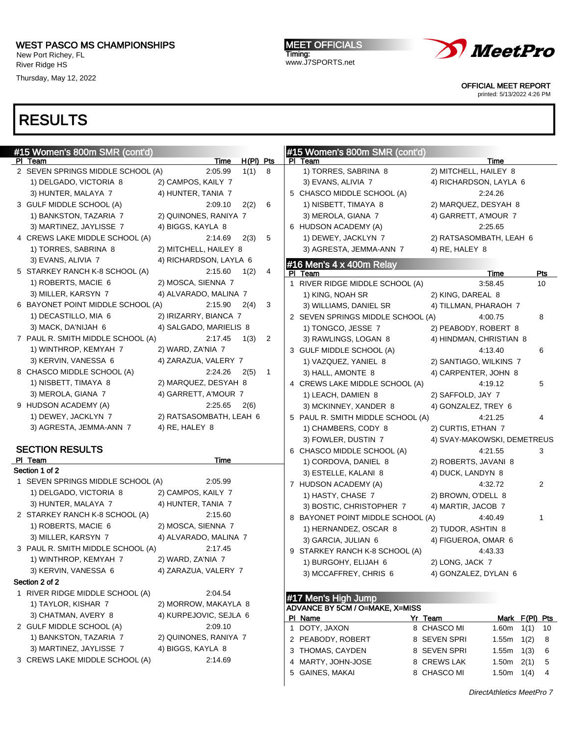WEST PASCO MS CHAMPIONSHIPS
New Port Richey, FL
River Ridge HS
Thursday, May 12, 2022

MEET OFFICIALS
Timing:
www.J7SPORTS.net

OFFICIAL MEET REPORT
printed: 5/13/2022 4:26 PM

# RESULTS

## #15 Women's 800m SMR (cont'd)

| Pl | Team | Time | H(Pl) | Pts |
|---|---|---|---|---|
| 2 | SEVEN SPRINGS MIDDLE SCHOOL (A) | 2:05.99 | 1(1) | 8 |
| | 1) DELGADO, VICTORIA 8; 2) CAMPOS, KAILY 7; 3) HUNTER, MALAYA 7; 4) HUNTER, TANIA 7 | | | |
| 3 | GULF MIDDLE SCHOOL (A) | 2:09.10 | 2(2) | 6 |
| | 1) BANKSTON, TAZARIA 7; 2) QUINONES, RANIYA 7; 3) MARTINEZ, JAYLISSE 7; 4) BIGGS, KAYLA 8 | | | |
| 4 | CREWS LAKE MIDDLE SCHOOL (A) | 2:14.69 | 2(3) | 5 |
| | 1) TORRES, SABRINA 8; 2) MITCHELL, HAILEY 8; 3) EVANS, ALIVIA 7; 4) RICHARDSON, LAYLA 6 | | | |
| 5 | STARKEY RANCH K-8 SCHOOL (A) | 2:15.60 | 1(2) | 4 |
| | 1) ROBERTS, MACIE 6; 2) MOSCA, SIENNA 7; 3) MILLER, KARSYN 7; 4) ALVARADO, MALINA 7 | | | |
| 6 | BAYONET POINT MIDDLE SCHOOL (A) | 2:15.90 | 2(4) | 3 |
| | 1) DECASTILLO, MIA 6; 2) IRIZARRY, BIANCA 7; 3) MACK, DA'NIJAH 6; 4) SALGADO, MARIELIS 8 | | | |
| 7 | PAUL R. SMITH MIDDLE SCHOOL (A) | 2:17.45 | 1(3) | 2 |
| | 1) WINTHROP, KEMYAH 7; 2) WARD, ZA'NIA 7; 3) KERVIN, VANESSA 6; 4) ZARAZUA, VALERY 7 | | | |
| 8 | CHASCO MIDDLE SCHOOL (A) | 2:24.26 | 2(5) | 1 |
| | 1) NISBETT, TIMAYA 8; 2) MARQUEZ, DESYAH 8; 3) MEROLA, GIANA 7; 4) GARRETT, A'MOUR 7 | | | |
| 9 | HUDSON ACADEMY (A) | 2:25.65 | 2(6) | |
| | 1) DEWEY, JACKLYN 7; 2) RATSASOMBATH, LEAH 6; 3) AGRESTA, JEMMA-ANN 7; 4) RE, HALEY 8 | | | |

### SECTION RESULTS

| Pl | Team | Time |
|---|---|---|
| **Section 1 of 2** | | |
| 1 | SEVEN SPRINGS MIDDLE SCHOOL (A) | 2:05.99 |
| | 1) DELGADO, VICTORIA 8; 2) CAMPOS, KAILY 7; 3) HUNTER, MALAYA 7; 4) HUNTER, TANIA 7 | |
| 2 | STARKEY RANCH K-8 SCHOOL (A) | 2:15.60 |
| | 1) ROBERTS, MACIE 6; 2) MOSCA, SIENNA 7; 3) MILLER, KARSYN 7; 4) ALVARADO, MALINA 7 | |
| 3 | PAUL R. SMITH MIDDLE SCHOOL (A) | 2:17.45 |
| | 1) WINTHROP, KEMYAH 7; 2) WARD, ZA'NIA 7; 3) KERVIN, VANESSA 6; 4) ZARAZUA, VALERY 7 | |
| **Section 2 of 2** | | |
| 1 | RIVER RIDGE MIDDLE SCHOOL (A) | 2:04.54 |
| | 1) TAYLOR, KISHAR 7; 2) MORROW, MAKAYLA 8; 3) CHATMAN, AVERY 8; 4) KURPEJOVIC, SEJLA 6 | |
| 2 | GULF MIDDLE SCHOOL (A) | 2:09.10 |
| | 1) BANKSTON, TAZARIA 7; 2) QUINONES, RANIYA 7; 3) MARTINEZ, JAYLISSE 7; 4) BIGGS, KAYLA 8 | |
| 3 | CREWS LAKE MIDDLE SCHOOL (A) | 2:14.69 |
| | 1) TORRES, SABRINA 8; 2) MITCHELL, HAILEY 8; 3) EVANS, ALIVIA 7; 4) RICHARDSON, LAYLA 6 | |
| 5 | CHASCO MIDDLE SCHOOL (A) | 2:24.26 |
| | 1) NISBETT, TIMAYA 8; 2) MARQUEZ, DESYAH 8; 3) MEROLA, GIANA 7; 4) GARRETT, A'MOUR 7 | |
| 6 | HUDSON ACADEMY (A) | 2:25.65 |
| | 1) DEWEY, JACKLYN 7; 2) RATSASOMBATH, LEAH 6; 3) AGRESTA, JEMMA-ANN 7; 4) RE, HALEY 8 | |

## #16 Men's 4 x 400m Relay

| Pl | Team | Time | Pts |
|---|---|---|---|
| 1 | RIVER RIDGE MIDDLE SCHOOL (A) | 3:58.45 | 10 |
| | 1) KING, NOAH SR; 2) KING, DAREAL 8; 3) WILLIAMS, DANIEL SR; 4) TILLMAN, PHARAOH 7 | | |
| 2 | SEVEN SPRINGS MIDDLE SCHOOL (A) | 4:00.75 | 8 |
| | 1) TONGCO, JESSE 7; 2) PEABODY, ROBERT 8; 3) RAWLINGS, LOGAN 8; 4) HINDMAN, CHRISTIAN 8 | | |
| 3 | GULF MIDDLE SCHOOL (A) | 4:13.40 | 6 |
| | 1) VAZQUEZ, YANIEL 8; 2) SANTIAGO, WILKINS 7; 3) HALL, AMONTE 8; 4) CARPENTER, JOHN 8 | | |
| 4 | CREWS LAKE MIDDLE SCHOOL (A) | 4:19.12 | 5 |
| | 1) LEACH, DAMIEN 8; 2) SAFFOLD, JAY 7; 3) MCKINNEY, XANDER 8; 4) GONZALEZ, TREY 6 | | |
| 5 | PAUL R. SMITH MIDDLE SCHOOL (A) | 4:21.25 | 4 |
| | 1) CHAMBERS, CODY 8; 2) CURTIS, ETHAN 7; 3) FOWLER, DUSTIN 7; 4) SVAY-MAKOWSKI, DEMETREUS | | |
| 6 | CHASCO MIDDLE SCHOOL (A) | 4:21.55 | 3 |
| | 1) CORDOVA, DANIEL 8; 2) ROBERTS, JAVANI 8; 3) ESTELLE, KALANI 8; 4) DUCK, LANDYN 8 | | |
| 7 | HUDSON ACADEMY (A) | 4:32.72 | 2 |
| | 1) HASTY, CHASE 7; 2) BROWN, O'DELL 8; 3) BOSTIC, CHRISTOPHER 7; 4) MARTIR, JACOB 7 | | |
| 8 | BAYONET POINT MIDDLE SCHOOL (A) | 4:40.49 | 1 |
| | 1) HERNANDEZ, OSCAR 8; 2) TUDOR, ASHTIN 8; 3) GARCIA, JULIAN 6; 4) FIGUEROA, OMAR 6 | | |
| 9 | STARKEY RANCH K-8 SCHOOL (A) | 4:43.33 | |
| | 1) BURGOHY, ELIJAH 6; 2) LONG, JACK 7; 3) MCCAFFREY, CHRIS 6; 4) GONZALEZ, DYLAN 6 | | |

## #17 Men's High Jump

ADVANCE BY 5CM / O=MAKE, X=MISS

| Pl | Name | Yr | Team | Mark | F(Pl) | Pts |
|---|---|---|---|---|---|---|
| 1 | DOTY, JAXON | 8 | CHASCO MI | 1.60m | 1(1) | 10 |
| 2 | PEABODY, ROBERT | 8 | SEVEN SPRI | 1.55m | 1(2) | 8 |
| 3 | THOMAS, CAYDEN | 8 | SEVEN SPRI | 1.55m | 1(3) | 6 |
| 4 | MARTY, JOHN-JOSE | 8 | CREWS LAK | 1.50m | 2(1) | 5 |
| 5 | GAINES, MAKAI | 8 | CHASCO MI | 1.50m | 1(4) | 4 |

DirectAthletics MeetPro 7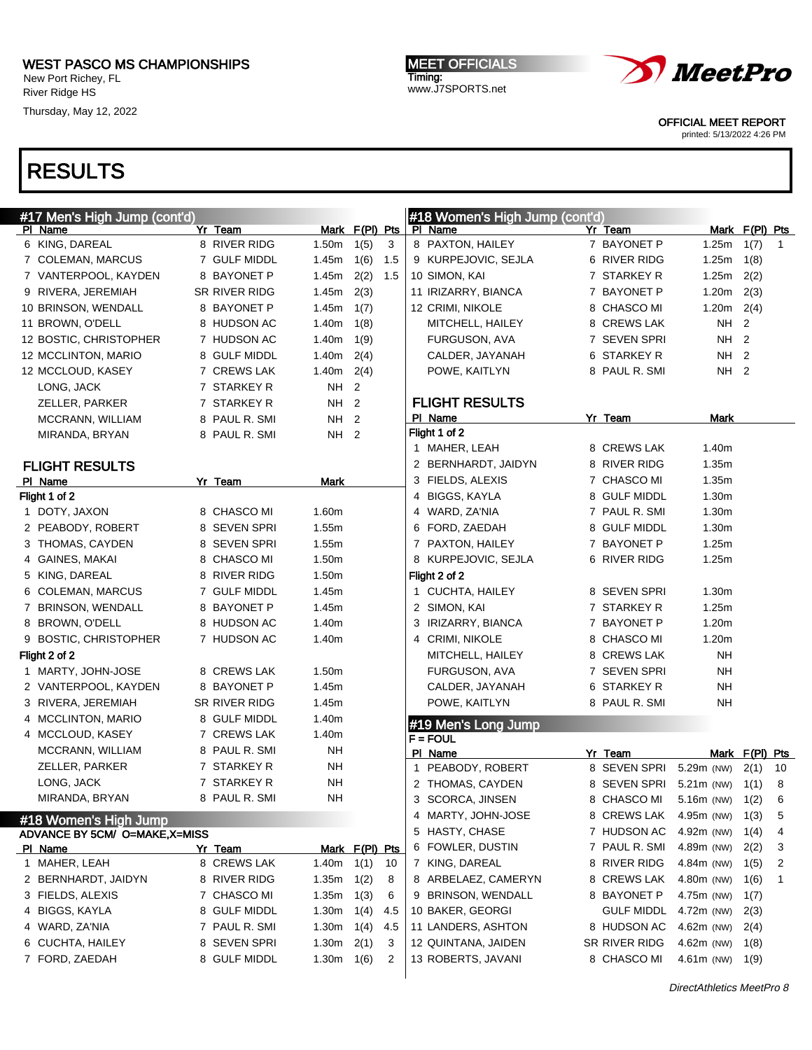# WEST PASCO MS CHAMPIONSHIPS

New Port Richey, FL
River Ridge HS
Thursday, May 12, 2022

MEET OFFICIALS
Timing:
www.J7SPORTS.net

OFFICIAL MEET REPORT
printed: 5/13/2022 4:26 PM

# RESULTS

## #17 Men's High Jump (cont'd)

| Pl | Name | Yr | Team | Mark | F(Pl) | Pts |
|---|---|---|---|---|---|---|
| 6 | KING, DAREAL | 8 | RIVER RIDG | 1.50m | 1(5) | 3 |
| 7 | COLEMAN, MARCUS | 7 | GULF MIDDL | 1.45m | 1(6) | 1.5 |
| 7 | VANTERPOOL, KAYDEN | 8 | BAYONET P | 1.45m | 2(2) | 1.5 |
| 9 | RIVERA, JEREMIAH | SR | RIVER RIDG | 1.45m | 2(3) | |
| 10 | BRINSON, WENDALL | 8 | BAYONET P | 1.45m | 1(7) | |
| 11 | BROWN, O'DELL | 8 | HUDSON AC | 1.40m | 1(8) | |
| 12 | BOSTIC, CHRISTOPHER | 7 | HUDSON AC | 1.40m | 1(9) | |
| 12 | MCCLINTON, MARIO | 8 | GULF MIDDL | 1.40m | 2(4) | |
| 12 | MCCLOUD, KASEY | 7 | CREWS LAK | 1.40m | 2(4) | |
| | LONG, JACK | 7 | STARKEY R | NH | 2 | |
| | ZELLER, PARKER | 7 | STARKEY R | NH | 2 | |
| | MCCRANN, WILLIAM | 8 | PAUL R. SMI | NH | 2 | |
| | MIRANDA, BRYAN | 8 | PAUL R. SMI | NH | 2 | |

### FLIGHT RESULTS

| Pl | Name | Yr | Team | Mark |
|---|---|---|---|---|
| **Flight 1 of 2** | | | | |
| 1 | DOTY, JAXON | 8 | CHASCO MI | 1.60m |
| 2 | PEABODY, ROBERT | 8 | SEVEN SPRI | 1.55m |
| 3 | THOMAS, CAYDEN | 8 | SEVEN SPRI | 1.55m |
| 4 | GAINES, MAKAI | 8 | CHASCO MI | 1.50m |
| 5 | KING, DAREAL | 8 | RIVER RIDG | 1.50m |
| 6 | COLEMAN, MARCUS | 7 | GULF MIDDL | 1.45m |
| 7 | BRINSON, WENDALL | 8 | BAYONET P | 1.45m |
| 8 | BROWN, O'DELL | 8 | HUDSON AC | 1.40m |
| 9 | BOSTIC, CHRISTOPHER | 7 | HUDSON AC | 1.40m |
| **Flight 2 of 2** | | | | |
| 1 | MARTY, JOHN-JOSE | 8 | CREWS LAK | 1.50m |
| 2 | VANTERPOOL, KAYDEN | 8 | BAYONET P | 1.45m |
| 3 | RIVERA, JEREMIAH | SR | RIVER RIDG | 1.45m |
| 4 | MCCLINTON, MARIO | 8 | GULF MIDDL | 1.40m |
| 4 | MCCLOUD, KASEY | 7 | CREWS LAK | 1.40m |
| | MCCRANN, WILLIAM | 8 | PAUL R. SMI | NH |
| | ZELLER, PARKER | 7 | STARKEY R | NH |
| | LONG, JACK | 7 | STARKEY R | NH |
| | MIRANDA, BRYAN | 8 | PAUL R. SMI | NH |

## #18 Women's High Jump

ADVANCE BY 5CM/ O=MAKE,X=MISS

| Pl | Name | Yr | Team | Mark | F(Pl) | Pts |
|---|---|---|---|---|---|---|
| 1 | MAHER, LEAH | 8 | CREWS LAK | 1.40m | 1(1) | 10 |
| 2 | BERNHARDT, JAIDYN | 8 | RIVER RIDG | 1.35m | 1(2) | 8 |
| 3 | FIELDS, ALEXIS | 7 | CHASCO MI | 1.35m | 1(3) | 6 |
| 4 | BIGGS, KAYLA | 8 | GULF MIDDL | 1.30m | 1(4) | 4.5 |
| 4 | WARD, ZA'NIA | 7 | PAUL R. SMI | 1.30m | 1(4) | 4.5 |
| 6 | CUCHTA, HAILEY | 8 | SEVEN SPRI | 1.30m | 2(1) | 3 |
| 7 | FORD, ZAEDAH | 8 | GULF MIDDL | 1.30m | 1(6) | 2 |
| 8 | PAXTON, HAILEY | 7 | BAYONET P | 1.25m | 1(7) | 1 |
| 9 | KURPEJOVIC, SEJLA | 6 | RIVER RIDG | 1.25m | 1(8) | |
| 10 | SIMON, KAI | 7 | STARKEY R | 1.25m | 2(2) | |
| 11 | IRIZARRY, BIANCA | 7 | BAYONET P | 1.20m | 2(3) | |
| 12 | CRIMI, NIKOLE | 8 | CHASCO MI | 1.20m | 2(4) | |
| | MITCHELL, HAILEY | 8 | CREWS LAK | NH | 2 | |
| | FURGUSON, AVA | 7 | SEVEN SPRI | NH | 2 | |
| | CALDER, JAYANAH | 6 | STARKEY R | NH | 2 | |
| | POWE, KAITLYN | 8 | PAUL R. SMI | NH | 2 | |

### FLIGHT RESULTS

| Pl | Name | Yr | Team | Mark |
|---|---|---|---|---|
| **Flight 1 of 2** | | | | |
| 1 | MAHER, LEAH | 8 | CREWS LAK | 1.40m |
| 2 | BERNHARDT, JAIDYN | 8 | RIVER RIDG | 1.35m |
| 3 | FIELDS, ALEXIS | 7 | CHASCO MI | 1.35m |
| 4 | BIGGS, KAYLA | 8 | GULF MIDDL | 1.30m |
| 4 | WARD, ZA'NIA | 7 | PAUL R. SMI | 1.30m |
| 6 | FORD, ZAEDAH | 8 | GULF MIDDL | 1.30m |
| 7 | PAXTON, HAILEY | 7 | BAYONET P | 1.25m |
| 8 | KURPEJOVIC, SEJLA | 6 | RIVER RIDG | 1.25m |
| **Flight 2 of 2** | | | | |
| 1 | CUCHTA, HAILEY | 8 | SEVEN SPRI | 1.30m |
| 2 | SIMON, KAI | 7 | STARKEY R | 1.25m |
| 3 | IRIZARRY, BIANCA | 7 | BAYONET P | 1.20m |
| 4 | CRIMI, NIKOLE | 8 | CHASCO MI | 1.20m |
| | MITCHELL, HAILEY | 8 | CREWS LAK | NH |
| | FURGUSON, AVA | 7 | SEVEN SPRI | NH |
| | CALDER, JAYANAH | 6 | STARKEY R | NH |
| | POWE, KAITLYN | 8 | PAUL R. SMI | NH |

## #19 Men's Long Jump

F = FOUL

| Pl | Name | Yr | Team | Mark | F(Pl) | Pts |
|---|---|---|---|---|---|---|
| 1 | PEABODY, ROBERT | 8 | SEVEN SPRI | 5.29m (NW) | 2(1) | 10 |
| 2 | THOMAS, CAYDEN | 8 | SEVEN SPRI | 5.21m (NW) | 1(1) | 8 |
| 3 | SCORCA, JINSEN | 8 | CHASCO MI | 5.16m (NW) | 1(2) | 6 |
| 4 | MARTY, JOHN-JOSE | 8 | CREWS LAK | 4.95m (NW) | 1(3) | 5 |
| 5 | HASTY, CHASE | 7 | HUDSON AC | 4.92m (NW) | 1(4) | 4 |
| 6 | FOWLER, DUSTIN | 7 | PAUL R. SMI | 4.89m (NW) | 2(2) | 3 |
| 7 | KING, DAREAL | 8 | RIVER RIDG | 4.84m (NW) | 1(5) | 2 |
| 8 | ARBELAEZ, CAMERYN | 8 | CREWS LAK | 4.80m (NW) | 1(6) | 1 |
| 9 | BRINSON, WENDALL | 8 | BAYONET P | 4.75m (NW) | 1(7) | |
| 10 | BAKER, GEORGI | | GULF MIDDL | 4.72m (NW) | 2(3) | |
| 11 | LANDERS, ASHTON | 8 | HUDSON AC | 4.62m (NW) | 2(4) | |
| 12 | QUINTANA, JAIDEN | SR | RIVER RIDG | 4.62m (NW) | 1(8) | |
| 13 | ROBERTS, JAVANI | 8 | CHASCO MI | 4.61m (NW) | 1(9) | |

DirectAthletics MeetPro 8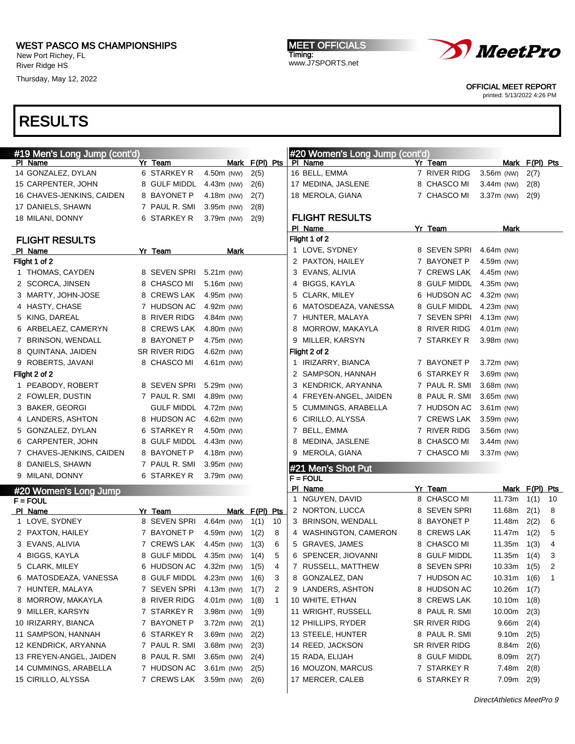# WEST PASCO MS CHAMPIONSHIPS

New Port Richey, FL
River Ridge HS
Thursday, May 12, 2022

MEET OFFICIALS
Timing:
www.J7SPORTS.net

OFFICIAL MEET REPORT
printed: 5/13/2022 4:26 PM

# RESULTS

## #19 Men's Long Jump (cont'd)

| Pl | Name | Yr | Team | Mark | F(Pl) | Pts |
|---|---|---|---|---|---|---|
| 14 | GONZALEZ, DYLAN | 6 | STARKEY R | 4.50m (NW) | 2(5) | |
| 15 | CARPENTER, JOHN | 8 | GULF MIDDL | 4.43m (NW) | 2(6) | |
| 16 | CHAVES-JENKINS, CAIDEN | 8 | BAYONET P | 4.18m (NW) | 2(7) | |
| 17 | DANIELS, SHAWN | 7 | PAUL R. SMI | 3.95m (NW) | 2(8) | |
| 18 | MILANI, DONNY | 6 | STARKEY R | 3.79m (NW) | 2(9) | |

### FLIGHT RESULTS

| Pl | Name | Yr | Team | Mark |
|---|---|---|---|---|
| Flight 1 of 2 | | | | |
| 1 | THOMAS, CAYDEN | 8 | SEVEN SPRI | 5.21m (NW) |
| 2 | SCORCA, JINSEN | 8 | CHASCO MI | 5.16m (NW) |
| 3 | MARTY, JOHN-JOSE | 8 | CREWS LAK | 4.95m (NW) |
| 4 | HASTY, CHASE | 7 | HUDSON AC | 4.92m (NW) |
| 5 | KING, DAREAL | 8 | RIVER RIDG | 4.84m (NW) |
| 6 | ARBELAEZ, CAMERYN | 8 | CREWS LAK | 4.80m (NW) |
| 7 | BRINSON, WENDALL | 8 | BAYONET P | 4.75m (NW) |
| 8 | QUINTANA, JAIDEN | SR | RIVER RIDG | 4.62m (NW) |
| 9 | ROBERTS, JAVANI | 8 | CHASCO MI | 4.61m (NW) |
| Flight 2 of 2 | | | | |
| 1 | PEABODY, ROBERT | 8 | SEVEN SPRI | 5.29m (NW) |
| 2 | FOWLER, DUSTIN | 7 | PAUL R. SMI | 4.89m (NW) |
| 3 | BAKER, GEORGI | | GULF MIDDL | 4.72m (NW) |
| 4 | LANDERS, ASHTON | 8 | HUDSON AC | 4.62m (NW) |
| 5 | GONZALEZ, DYLAN | 6 | STARKEY R | 4.50m (NW) |
| 6 | CARPENTER, JOHN | 8 | GULF MIDDL | 4.43m (NW) |
| 7 | CHAVES-JENKINS, CAIDEN | 8 | BAYONET P | 4.18m (NW) |
| 8 | DANIELS, SHAWN | 7 | PAUL R. SMI | 3.95m (NW) |
| 9 | MILANI, DONNY | 6 | STARKEY R | 3.79m (NW) |

## #20 Women's Long Jump

F = FOUL

| Pl | Name | Yr | Team | Mark | F(Pl) | Pts |
|---|---|---|---|---|---|---|
| 1 | LOVE, SYDNEY | 8 | SEVEN SPRI | 4.64m (NW) | 1(1) | 10 |
| 2 | PAXTON, HAILEY | 7 | BAYONET P | 4.59m (NW) | 1(2) | 8 |
| 3 | EVANS, ALIVIA | 7 | CREWS LAK | 4.45m (NW) | 1(3) | 6 |
| 4 | BIGGS, KAYLA | 8 | GULF MIDDL | 4.35m (NW) | 1(4) | 5 |
| 5 | CLARK, MILEY | 6 | HUDSON AC | 4.32m (NW) | 1(5) | 4 |
| 6 | MATOSDEAZA, VANESSA | 8 | GULF MIDDL | 4.23m (NW) | 1(6) | 3 |
| 7 | HUNTER, MALAYA | 7 | SEVEN SPRI | 4.13m (NW) | 1(7) | 2 |
| 8 | MORROW, MAKAYLA | 8 | RIVER RIDG | 4.01m (NW) | 1(8) | 1 |
| 9 | MILLER, KARSYN | 7 | STARKEY R | 3.98m (NW) | 1(9) | |
| 10 | IRIZARRY, BIANCA | 7 | BAYONET P | 3.72m (NW) | 2(1) | |
| 11 | SAMPSON, HANNAH | 6 | STARKEY R | 3.69m (NW) | 2(2) | |
| 12 | KENDRICK, ARYANNA | 7 | PAUL R. SMI | 3.68m (NW) | 2(3) | |
| 13 | FREYEN-ANGEL, JAIDEN | 8 | PAUL R. SMI | 3.65m (NW) | 2(4) | |
| 14 | CUMMINGS, ARABELLA | 7 | HUDSON AC | 3.61m (NW) | 2(5) | |
| 15 | CIRILLO, ALYSSA | 7 | CREWS LAK | 3.59m (NW) | 2(6) | |
| 16 | BELL, EMMA | 7 | RIVER RIDG | 3.56m (NW) | 2(7) | |
| 17 | MEDINA, JASLENE | 8 | CHASCO MI | 3.44m (NW) | 2(8) | |
| 18 | MEROLA, GIANA | 7 | CHASCO MI | 3.37m (NW) | 2(9) | |

### FLIGHT RESULTS

| Pl | Name | Yr | Team | Mark |
|---|---|---|---|---|
| Flight 1 of 2 | | | | |
| 1 | LOVE, SYDNEY | 8 | SEVEN SPRI | 4.64m (NW) |
| 2 | PAXTON, HAILEY | 7 | BAYONET P | 4.59m (NW) |
| 3 | EVANS, ALIVIA | 7 | CREWS LAK | 4.45m (NW) |
| 4 | BIGGS, KAYLA | 8 | GULF MIDDL | 4.35m (NW) |
| 5 | CLARK, MILEY | 6 | HUDSON AC | 4.32m (NW) |
| 6 | MATOSDEAZA, VANESSA | 8 | GULF MIDDL | 4.23m (NW) |
| 7 | HUNTER, MALAYA | 7 | SEVEN SPRI | 4.13m (NW) |
| 8 | MORROW, MAKAYLA | 8 | RIVER RIDG | 4.01m (NW) |
| 9 | MILLER, KARSYN | 7 | STARKEY R | 3.98m (NW) |
| Flight 2 of 2 | | | | |
| 1 | IRIZARRY, BIANCA | 7 | BAYONET P | 3.72m (NW) |
| 2 | SAMPSON, HANNAH | 6 | STARKEY R | 3.69m (NW) |
| 3 | KENDRICK, ARYANNA | 7 | PAUL R. SMI | 3.68m (NW) |
| 4 | FREYEN-ANGEL, JAIDEN | 8 | PAUL R. SMI | 3.65m (NW) |
| 5 | CUMMINGS, ARABELLA | 7 | HUDSON AC | 3.61m (NW) |
| 6 | CIRILLO, ALYSSA | 7 | CREWS LAK | 3.59m (NW) |
| 7 | BELL, EMMA | 7 | RIVER RIDG | 3.56m (NW) |
| 8 | MEDINA, JASLENE | 8 | CHASCO MI | 3.44m (NW) |
| 9 | MEROLA, GIANA | 7 | CHASCO MI | 3.37m (NW) |

## #21 Men's Shot Put

F = FOUL

| Pl | Name | Yr | Team | Mark | F(Pl) | Pts |
|---|---|---|---|---|---|---|
| 1 | NGUYEN, DAVID | 8 | CHASCO MI | 11.73m | 1(1) | 10 |
| 2 | NORTON, LUCCA | 8 | SEVEN SPRI | 11.68m | 2(1) | 8 |
| 3 | BRINSON, WENDALL | 8 | BAYONET P | 11.48m | 2(2) | 6 |
| 4 | WASHINGTON, CAMERON | 8 | CREWS LAK | 11.47m | 1(2) | 5 |
| 5 | GRAVES, JAMES | 8 | CHASCO MI | 11.35m | 1(3) | 4 |
| 6 | SPENCER, JIOVANNI | 8 | GULF MIDDL | 11.35m | 1(4) | 3 |
| 7 | RUSSELL, MATTHEW | 8 | SEVEN SPRI | 10.33m | 1(5) | 2 |
| 8 | GONZALEZ, DAN | 7 | HUDSON AC | 10.31m | 1(6) | 1 |
| 9 | LANDERS, ASHTON | 8 | HUDSON AC | 10.26m | 1(7) | |
| 10 | WHITE, ETHAN | 8 | CREWS LAK | 10.10m | 1(8) | |
| 11 | WRIGHT, RUSSELL | 8 | PAUL R. SMI | 10.00m | 2(3) | |
| 12 | PHILLIPS, RYDER | SR | RIVER RIDG | 9.66m | 2(4) | |
| 13 | STEELE, HUNTER | 8 | PAUL R. SMI | 9.10m | 2(5) | |
| 14 | REED, JACKSON | SR | RIVER RIDG | 8.84m | 2(6) | |
| 15 | RADA, ELIJAH | 8 | GULF MIDDL | 8.09m | 2(7) | |
| 16 | MOUZON, MARCUS | 7 | STARKEY R | 7.48m | 2(8) | |
| 17 | MERCER, CALEB | 6 | STARKEY R | 7.09m | 2(9) | |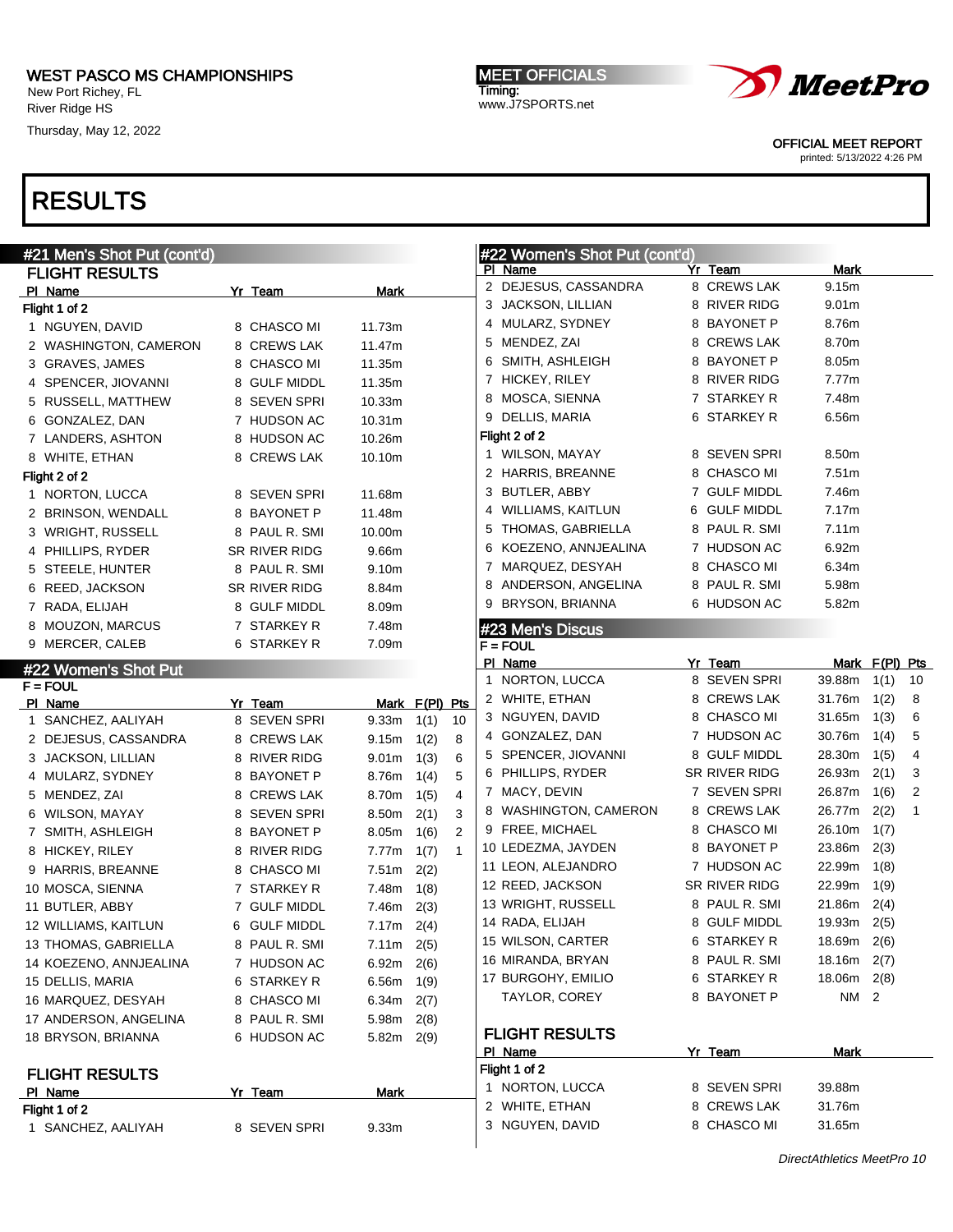# WEST PASCO MS CHAMPIONSHIPS

New Port Richey, FL
River Ridge HS
Thursday, May 12, 2022

MEET OFFICIALS
Timing:
www.J7SPORTS.net

OFFICIAL MEET REPORT
printed: 5/13/2022 4:26 PM

# RESULTS

## #21 Men's Shot Put (cont'd)

### FLIGHT RESULTS

| Pl | Name | Yr | Team | Mark |
|---|---|---|---|---|
| **Flight 1 of 2** | | | | |
| 1 | NGUYEN, DAVID | 8 | CHASCO MI | 11.73m |
| 2 | WASHINGTON, CAMERON | 8 | CREWS LAK | 11.47m |
| 3 | GRAVES, JAMES | 8 | CHASCO MI | 11.35m |
| 4 | SPENCER, JIOVANNI | 8 | GULF MIDDL | 11.35m |
| 5 | RUSSELL, MATTHEW | 8 | SEVEN SPRI | 10.33m |
| 6 | GONZALEZ, DAN | 7 | HUDSON AC | 10.31m |
| 7 | LANDERS, ASHTON | 8 | HUDSON AC | 10.26m |
| 8 | WHITE, ETHAN | 8 | CREWS LAK | 10.10m |
| **Flight 2 of 2** | | | | |
| 1 | NORTON, LUCCA | 8 | SEVEN SPRI | 11.68m |
| 2 | BRINSON, WENDALL | 8 | BAYONET P | 11.48m |
| 3 | WRIGHT, RUSSELL | 8 | PAUL R. SMI | 10.00m |
| 4 | PHILLIPS, RYDER | SR | RIVER RIDG | 9.66m |
| 5 | STEELE, HUNTER | 8 | PAUL R. SMI | 9.10m |
| 6 | REED, JACKSON | SR | RIVER RIDG | 8.84m |
| 7 | RADA, ELIJAH | 8 | GULF MIDDL | 8.09m |
| 8 | MOUZON, MARCUS | 7 | STARKEY R | 7.48m |
| 9 | MERCER, CALEB | 6 | STARKEY R | 7.09m |

## #22 Women's Shot Put

F = FOUL

| Pl | Name | Yr | Team | Mark | F(Pl) | Pts |
|---|---|---|---|---|---|---|
| 1 | SANCHEZ, AALIYAH | 8 | SEVEN SPRI | 9.33m | 1(1) | 10 |
| 2 | DEJESUS, CASSANDRA | 8 | CREWS LAK | 9.15m | 1(2) | 8 |
| 3 | JACKSON, LILLIAN | 8 | RIVER RIDG | 9.01m | 1(3) | 6 |
| 4 | MULARZ, SYDNEY | 8 | BAYONET P | 8.76m | 1(4) | 5 |
| 5 | MENDEZ, ZAI | 8 | CREWS LAK | 8.70m | 1(5) | 4 |
| 6 | WILSON, MAYAY | 8 | SEVEN SPRI | 8.50m | 2(1) | 3 |
| 7 | SMITH, ASHLEIGH | 8 | BAYONET P | 8.05m | 1(6) | 2 |
| 8 | HICKEY, RILEY | 8 | RIVER RIDG | 7.77m | 1(7) | 1 |
| 9 | HARRIS, BREANNE | 8 | CHASCO MI | 7.51m | 2(2) | |
| 10 | MOSCA, SIENNA | 7 | STARKEY R | 7.48m | 1(8) | |
| 11 | BUTLER, ABBY | 7 | GULF MIDDL | 7.46m | 2(3) | |
| 12 | WILLIAMS, KAITLUN | 6 | GULF MIDDL | 7.17m | 2(4) | |
| 13 | THOMAS, GABRIELLA | 8 | PAUL R. SMI | 7.11m | 2(5) | |
| 14 | KOEZENO, ANNJEALINA | 7 | HUDSON AC | 6.92m | 2(6) | |
| 15 | DELLIS, MARIA | 6 | STARKEY R | 6.56m | 1(9) | |
| 16 | MARQUEZ, DESYAH | 8 | CHASCO MI | 6.34m | 2(7) | |
| 17 | ANDERSON, ANGELINA | 8 | PAUL R. SMI | 5.98m | 2(8) | |
| 18 | BRYSON, BRIANNA | 6 | HUDSON AC | 5.82m | 2(9) | |

### FLIGHT RESULTS

| Pl | Name | Yr | Team | Mark |
|---|---|---|---|---|
| **Flight 1 of 2** | | | | |
| 1 | SANCHEZ, AALIYAH | 8 | SEVEN SPRI | 9.33m |
| 2 | DEJESUS, CASSANDRA | 8 | CREWS LAK | 9.15m |
| 3 | JACKSON, LILLIAN | 8 | RIVER RIDG | 9.01m |
| 4 | MULARZ, SYDNEY | 8 | BAYONET P | 8.76m |
| 5 | MENDEZ, ZAI | 8 | CREWS LAK | 8.70m |
| 6 | SMITH, ASHLEIGH | 8 | BAYONET P | 8.05m |
| 7 | HICKEY, RILEY | 8 | RIVER RIDG | 7.77m |
| 8 | MOSCA, SIENNA | 7 | STARKEY R | 7.48m |
| 9 | DELLIS, MARIA | 6 | STARKEY R | 6.56m |
| **Flight 2 of 2** | | | | |
| 1 | WILSON, MAYAY | 8 | SEVEN SPRI | 8.50m |
| 2 | HARRIS, BREANNE | 8 | CHASCO MI | 7.51m |
| 3 | BUTLER, ABBY | 7 | GULF MIDDL | 7.46m |
| 4 | WILLIAMS, KAITLUN | 6 | GULF MIDDL | 7.17m |
| 5 | THOMAS, GABRIELLA | 8 | PAUL R. SMI | 7.11m |
| 6 | KOEZENO, ANNJEALINA | 7 | HUDSON AC | 6.92m |
| 7 | MARQUEZ, DESYAH | 8 | CHASCO MI | 6.34m |
| 8 | ANDERSON, ANGELINA | 8 | PAUL R. SMI | 5.98m |
| 9 | BRYSON, BRIANNA | 6 | HUDSON AC | 5.82m |

## #23 Men's Discus

F = FOUL

| Pl | Name | Yr | Team | Mark | F(Pl) | Pts |
|---|---|---|---|---|---|---|
| 1 | NORTON, LUCCA | 8 | SEVEN SPRI | 39.88m | 1(1) | 10 |
| 2 | WHITE, ETHAN | 8 | CREWS LAK | 31.76m | 1(2) | 8 |
| 3 | NGUYEN, DAVID | 8 | CHASCO MI | 31.65m | 1(3) | 6 |
| 4 | GONZALEZ, DAN | 7 | HUDSON AC | 30.76m | 1(4) | 5 |
| 5 | SPENCER, JIOVANNI | 8 | GULF MIDDL | 28.30m | 1(5) | 4 |
| 6 | PHILLIPS, RYDER | SR | RIVER RIDG | 26.93m | 2(1) | 3 |
| 7 | MACY, DEVIN | 7 | SEVEN SPRI | 26.87m | 1(6) | 2 |
| 8 | WASHINGTON, CAMERON | 8 | CREWS LAK | 26.77m | 2(2) | 1 |
| 9 | FREE, MICHAEL | 8 | CHASCO MI | 26.10m | 1(7) | |
| 10 | LEDEZMA, JAYDEN | 8 | BAYONET P | 23.86m | 2(3) | |
| 11 | LEON, ALEJANDRO | 7 | HUDSON AC | 22.99m | 1(8) | |
| 12 | REED, JACKSON | SR | RIVER RIDG | 22.99m | 1(9) | |
| 13 | WRIGHT, RUSSELL | 8 | PAUL R. SMI | 21.86m | 2(4) | |
| 14 | RADA, ELIJAH | 8 | GULF MIDDL | 19.93m | 2(5) | |
| 15 | WILSON, CARTER | 6 | STARKEY R | 18.69m | 2(6) | |
| 16 | MIRANDA, BRYAN | 8 | PAUL R. SMI | 18.16m | 2(7) | |
| 17 | BURGOHY, EMILIO | 6 | STARKEY R | 18.06m | 2(8) | |
| | TAYLOR, COREY | 8 | BAYONET P | NM | 2 | |

### FLIGHT RESULTS

| Pl | Name | Yr | Team | Mark |
|---|---|---|---|---|
| **Flight 1 of 2** | | | | |
| 1 | NORTON, LUCCA | 8 | SEVEN SPRI | 39.88m |
| 2 | WHITE, ETHAN | 8 | CREWS LAK | 31.76m |
| 3 | NGUYEN, DAVID | 8 | CHASCO MI | 31.65m |

DirectAthletics MeetPro 10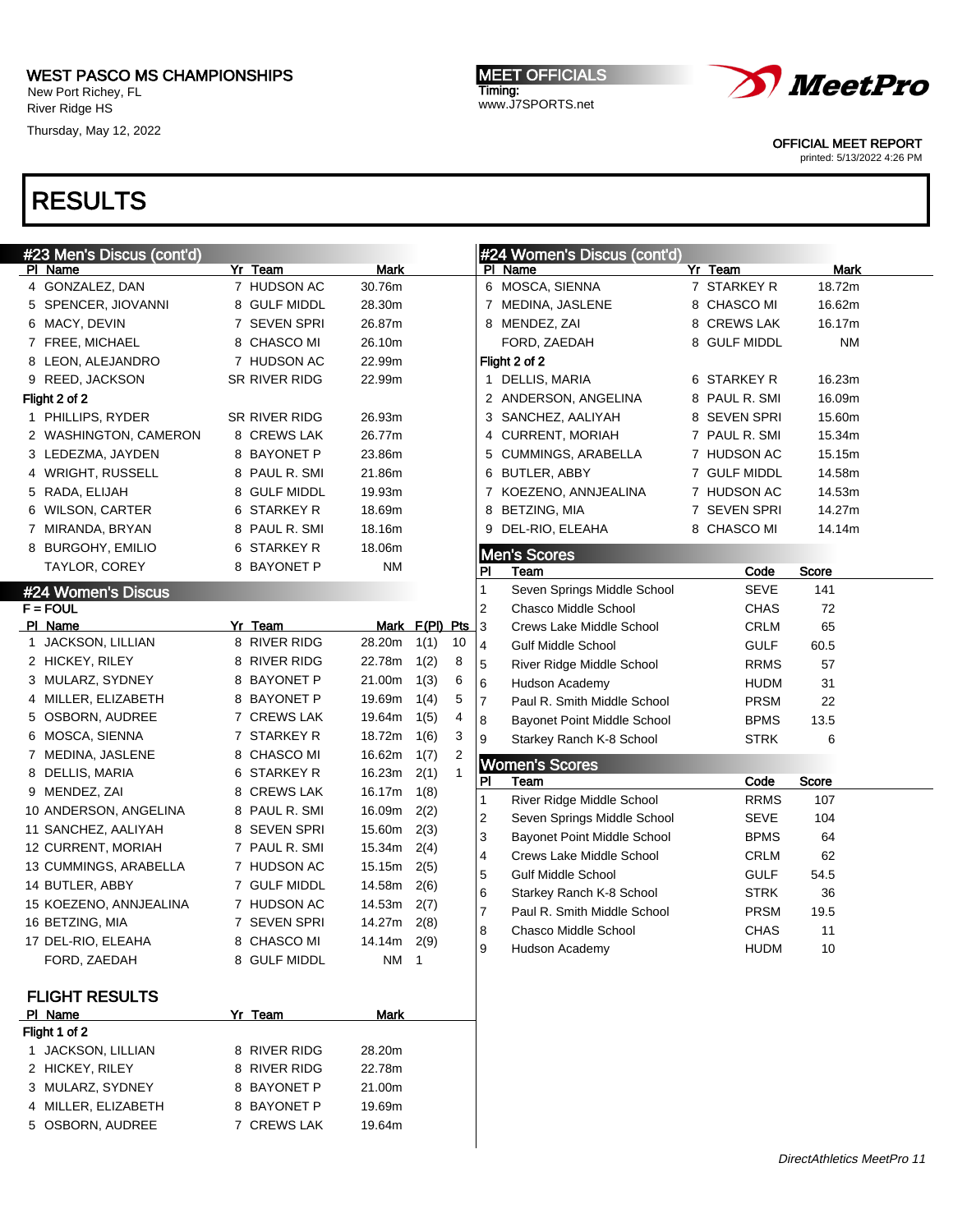WEST PASCO MS CHAMPIONSHIPS
New Port Richey, FL
River Ridge HS
Thursday, May 12, 2022

MEET OFFICIALS
Timing:
www.J7SPORTS.net

OFFICIAL MEET REPORT
printed: 5/13/2022 4:26 PM

# RESULTS

## #23 Men's Discus (cont'd)

| Pl | Name | Yr | Team | Mark |
|---|---|---|---|---|
| 4 | GONZALEZ, DAN | 7 | HUDSON AC | 30.76m |
| 5 | SPENCER, JIOVANNI | 8 | GULF MIDDL | 28.30m |
| 6 | MACY, DEVIN | 7 | SEVEN SPRI | 26.87m |
| 7 | FREE, MICHAEL | 8 | CHASCO MI | 26.10m |
| 8 | LEON, ALEJANDRO | 7 | HUDSON AC | 22.99m |
| 9 | REED, JACKSON | SR | RIVER RIDG | 22.99m |
| **Flight 2 of 2** | | | | |
| 1 | PHILLIPS, RYDER | SR | RIVER RIDG | 26.93m |
| 2 | WASHINGTON, CAMERON | 8 | CREWS LAK | 26.77m |
| 3 | LEDEZMA, JAYDEN | 8 | BAYONET P | 23.86m |
| 4 | WRIGHT, RUSSELL | 8 | PAUL R. SMI | 21.86m |
| 5 | RADA, ELIJAH | 8 | GULF MIDDL | 19.93m |
| 6 | WILSON, CARTER | 6 | STARKEY R | 18.69m |
| 7 | MIRANDA, BRYAN | 8 | PAUL R. SMI | 18.16m |
| 8 | BURGOHY, EMILIO | 6 | STARKEY R | 18.06m |
| | TAYLOR, COREY | 8 | BAYONET P | NM |

## #24 Women's Discus

F = FOUL

| Pl | Name | Yr | Team | Mark | F(Pl) | Pts |
|---|---|---|---|---|---|---|
| 1 | JACKSON, LILLIAN | 8 | RIVER RIDG | 28.20m | 1(1) | 10 |
| 2 | HICKEY, RILEY | 8 | RIVER RIDG | 22.78m | 1(2) | 8 |
| 3 | MULARZ, SYDNEY | 8 | BAYONET P | 21.00m | 1(3) | 6 |
| 4 | MILLER, ELIZABETH | 8 | BAYONET P | 19.69m | 1(4) | 5 |
| 5 | OSBORN, AUDREE | 7 | CREWS LAK | 19.64m | 1(5) | 4 |
| 6 | MOSCA, SIENNA | 7 | STARKEY R | 18.72m | 1(6) | 3 |
| 7 | MEDINA, JASLENE | 8 | CHASCO MI | 16.62m | 1(7) | 2 |
| 8 | DELLIS, MARIA | 6 | STARKEY R | 16.23m | 2(1) | 1 |
| 9 | MENDEZ, ZAI | 8 | CREWS LAK | 16.17m | 1(8) | |
| 10 | ANDERSON, ANGELINA | 8 | PAUL R. SMI | 16.09m | 2(2) | |
| 11 | SANCHEZ, AALIYAH | 8 | SEVEN SPRI | 15.60m | 2(3) | |
| 12 | CURRENT, MORIAH | 7 | PAUL R. SMI | 15.34m | 2(4) | |
| 13 | CUMMINGS, ARABELLA | 7 | HUDSON AC | 15.15m | 2(5) | |
| 14 | BUTLER, ABBY | 7 | GULF MIDDL | 14.58m | 2(6) | |
| 15 | KOEZENO, ANNJEALINA | 7 | HUDSON AC | 14.53m | 2(7) | |
| 16 | BETZING, MIA | 7 | SEVEN SPRI | 14.27m | 2(8) | |
| 17 | DEL-RIO, ELEAHA | 8 | CHASCO MI | 14.14m | 2(9) | |
| | FORD, ZAEDAH | 8 | GULF MIDDL | NM | 1 | |

### FLIGHT RESULTS

| Pl | Name | Yr | Team | Mark |
|---|---|---|---|---|
| **Flight 1 of 2** | | | | |
| 1 | JACKSON, LILLIAN | 8 | RIVER RIDG | 28.20m |
| 2 | HICKEY, RILEY | 8 | RIVER RIDG | 22.78m |
| 3 | MULARZ, SYDNEY | 8 | BAYONET P | 21.00m |
| 4 | MILLER, ELIZABETH | 8 | BAYONET P | 19.69m |
| 5 | OSBORN, AUDREE | 7 | CREWS LAK | 19.64m |

## #24 Women's Discus (cont'd)

| Pl | Name | Yr | Team | Mark |
|---|---|---|---|---|
| 6 | MOSCA, SIENNA | 7 | STARKEY R | 18.72m |
| 7 | MEDINA, JASLENE | 8 | CHASCO MI | 16.62m |
| 8 | MENDEZ, ZAI | 8 | CREWS LAK | 16.17m |
| | FORD, ZAEDAH | 8 | GULF MIDDL | NM |
| **Flight 2 of 2** | | | | |
| 1 | DELLIS, MARIA | 6 | STARKEY R | 16.23m |
| 2 | ANDERSON, ANGELINA | 8 | PAUL R. SMI | 16.09m |
| 3 | SANCHEZ, AALIYAH | 8 | SEVEN SPRI | 15.60m |
| 4 | CURRENT, MORIAH | 7 | PAUL R. SMI | 15.34m |
| 5 | CUMMINGS, ARABELLA | 7 | HUDSON AC | 15.15m |
| 6 | BUTLER, ABBY | 7 | GULF MIDDL | 14.58m |
| 7 | KOEZENO, ANNJEALINA | 7 | HUDSON AC | 14.53m |
| 8 | BETZING, MIA | 7 | SEVEN SPRI | 14.27m |
| 9 | DEL-RIO, ELEAHA | 8 | CHASCO MI | 14.14m |

## Men's Scores

| Pl | Team | Code | Score |
|---|---|---|---|
| 1 | Seven Springs Middle School | SEVE | 141 |
| 2 | Chasco Middle School | CHAS | 72 |
| 3 | Crews Lake Middle School | CRLM | 65 |
| 4 | Gulf Middle School | GULF | 60.5 |
| 5 | River Ridge Middle School | RRMS | 57 |
| 6 | Hudson Academy | HUDM | 31 |
| 7 | Paul R. Smith Middle School | PRSM | 22 |
| 8 | Bayonet Point Middle School | BPMS | 13.5 |
| 9 | Starkey Ranch K-8 School | STRK | 6 |

## Women's Scores

| Pl | Team | Code | Score |
|---|---|---|---|
| 1 | River Ridge Middle School | RRMS | 107 |
| 2 | Seven Springs Middle School | SEVE | 104 |
| 3 | Bayonet Point Middle School | BPMS | 64 |
| 4 | Crews Lake Middle School | CRLM | 62 |
| 5 | Gulf Middle School | GULF | 54.5 |
| 6 | Starkey Ranch K-8 School | STRK | 36 |
| 7 | Paul R. Smith Middle School | PRSM | 19.5 |
| 8 | Chasco Middle School | CHAS | 11 |
| 9 | Hudson Academy | HUDM | 10 |

DirectAthletics MeetPro 11